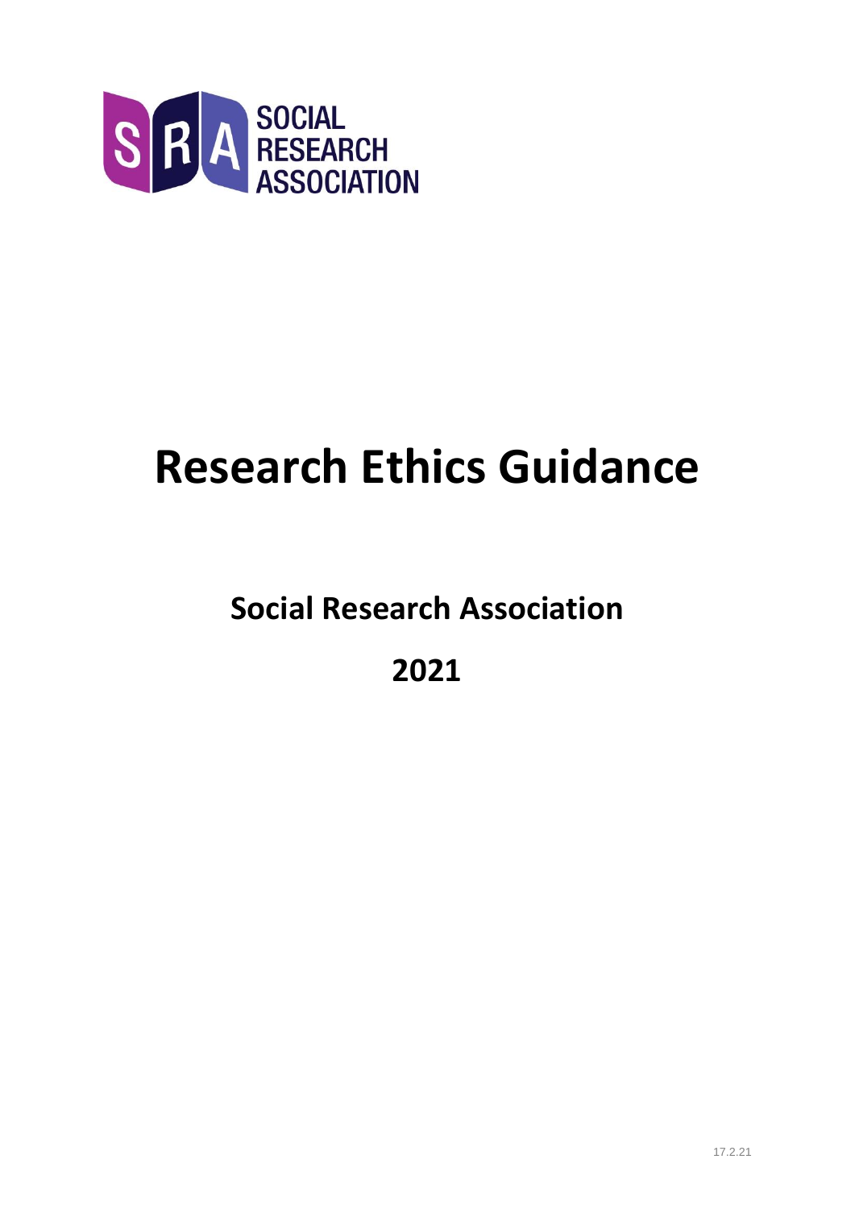SOCIAL RESEARCH ASSOCIATION

# Research Ethics Guidance

## Social Research Association

## 2021

17.2.21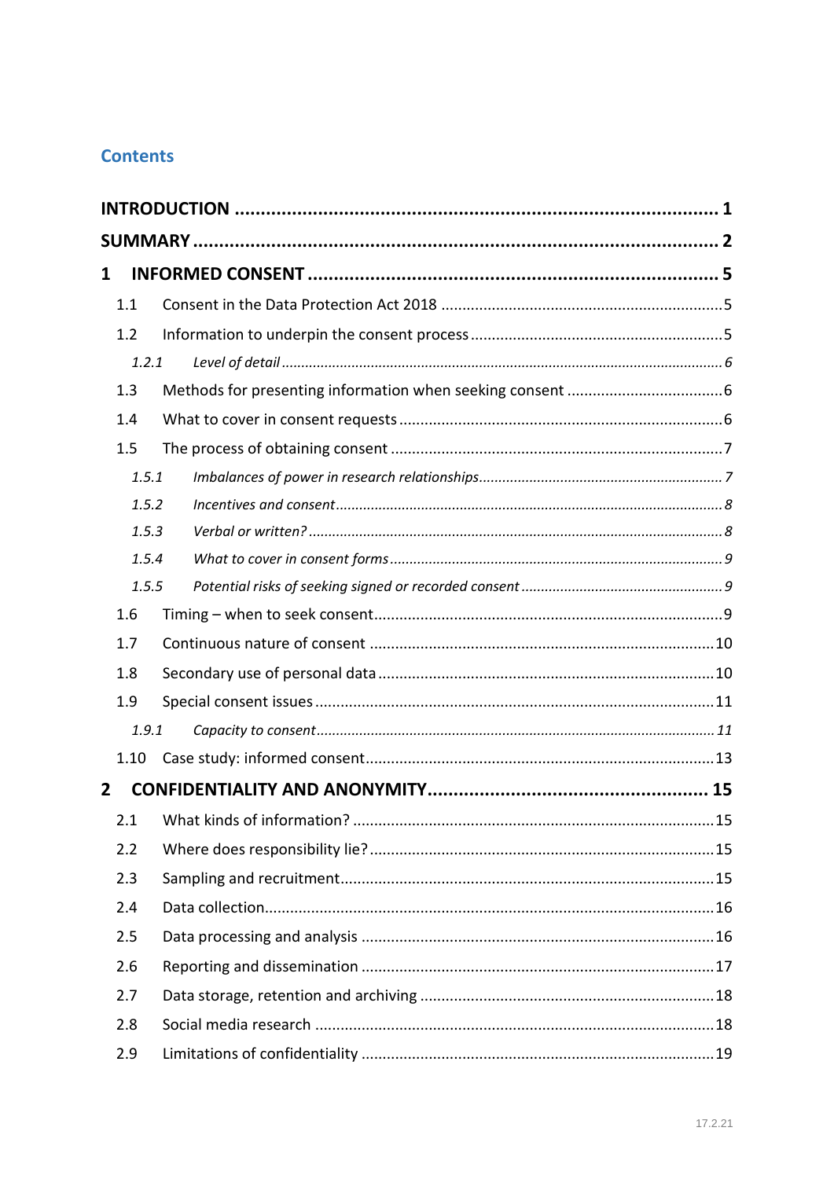## Contents

**INTRODUCTION** ........ **1**

**SUMMARY** ........ **2**

**1 INFORMED CONSENT** ........ **5**

- 1.1 Consent in the Data Protection Act 2018 ........ 5
- 1.2 Information to underpin the consent process ........ 5
  - *1.2.1 Level of detail ........ 6*
- 1.3 Methods for presenting information when seeking consent ........ 6
- 1.4 What to cover in consent requests ........ 6
- 1.5 The process of obtaining consent ........ 7
  - *1.5.1 Imbalances of power in research relationships ........ 7*
  - *1.5.2 Incentives and consent ........ 8*
  - *1.5.3 Verbal or written? ........ 8*
  - *1.5.4 What to cover in consent forms ........ 9*
  - *1.5.5 Potential risks of seeking signed or recorded consent ........ 9*
- 1.6 Timing – when to seek consent ........ 9
- 1.7 Continuous nature of consent ........ 10
- 1.8 Secondary use of personal data ........ 10
- 1.9 Special consent issues ........ 11
  - *1.9.1 Capacity to consent ........ 11*
- 1.10 Case study: informed consent ........ 13

**2 CONFIDENTIALITY AND ANONYMITY** ........ **15**

- 2.1 What kinds of information? ........ 15
- 2.2 Where does responsibility lie? ........ 15
- 2.3 Sampling and recruitment ........ 15
- 2.4 Data collection ........ 16
- 2.5 Data processing and analysis ........ 16
- 2.6 Reporting and dissemination ........ 17
- 2.7 Data storage, retention and archiving ........ 18
- 2.8 Social media research ........ 18
- 2.9 Limitations of confidentiality ........ 19

17.2.21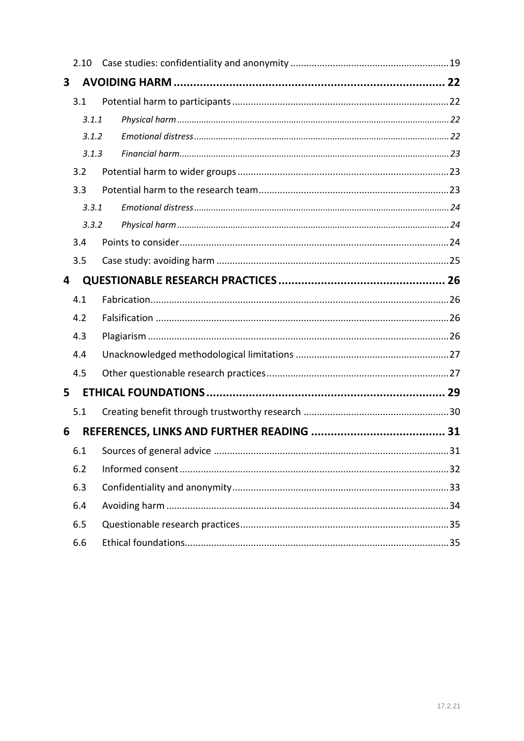2.10 Case studies: confidentiality and anonymity ........................................................ 19

**3 AVOIDING HARM ........................................................................ 22**

3.1 Potential harm to participants ........................................................ 22

*3.1.1 Physical harm ........................................................ 22*

*3.1.2 Emotional distress ........................................................ 22*

*3.1.3 Financial harm ........................................................ 23*

3.2 Potential harm to wider groups ........................................................ 23

3.3 Potential harm to the research team ........................................................ 23

*3.3.1 Emotional distress ........................................................ 24*

*3.3.2 Physical harm ........................................................ 24*

3.4 Points to consider ........................................................ 24

3.5 Case study: avoiding harm ........................................................ 25

**4 QUESTIONABLE RESEARCH PRACTICES ........................................................ 26**

4.1 Fabrication ........................................................ 26

4.2 Falsification ........................................................ 26

4.3 Plagiarism ........................................................ 26

4.4 Unacknowledged methodological limitations ........................................................ 27

4.5 Other questionable research practices ........................................................ 27

**5 ETHICAL FOUNDATIONS ........................................................ 29**

5.1 Creating benefit through trustworthy research ........................................................ 30

**6 REFERENCES, LINKS AND FURTHER READING ........................................................ 31**

6.1 Sources of general advice ........................................................ 31

6.2 Informed consent ........................................................ 32

6.3 Confidentiality and anonymity ........................................................ 33

6.4 Avoiding harm ........................................................ 34

6.5 Questionable research practices ........................................................ 35

6.6 Ethical foundations ........................................................ 35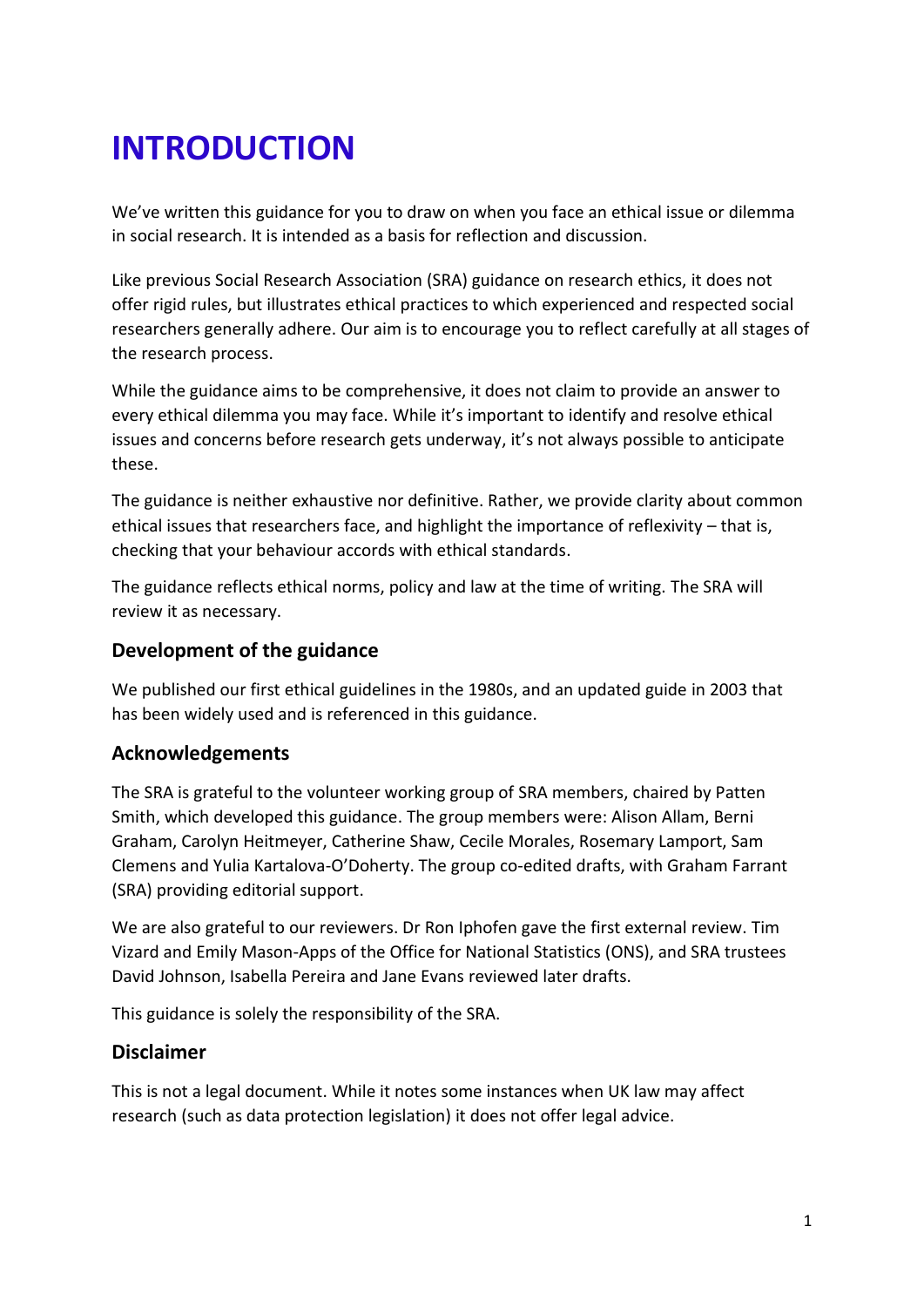# INTRODUCTION

We've written this guidance for you to draw on when you face an ethical issue or dilemma in social research. It is intended as a basis for reflection and discussion.

Like previous Social Research Association (SRA) guidance on research ethics, it does not offer rigid rules, but illustrates ethical practices to which experienced and respected social researchers generally adhere. Our aim is to encourage you to reflect carefully at all stages of the research process.

While the guidance aims to be comprehensive, it does not claim to provide an answer to every ethical dilemma you may face. While it's important to identify and resolve ethical issues and concerns before research gets underway, it's not always possible to anticipate these.

The guidance is neither exhaustive nor definitive. Rather, we provide clarity about common ethical issues that researchers face, and highlight the importance of reflexivity – that is, checking that your behaviour accords with ethical standards.

The guidance reflects ethical norms, policy and law at the time of writing. The SRA will review it as necessary.

## Development of the guidance

We published our first ethical guidelines in the 1980s, and an updated guide in 2003 that has been widely used and is referenced in this guidance.

## Acknowledgements

The SRA is grateful to the volunteer working group of SRA members, chaired by Patten Smith, which developed this guidance. The group members were: Alison Allam, Berni Graham, Carolyn Heitmeyer, Catherine Shaw, Cecile Morales, Rosemary Lamport, Sam Clemens and Yulia Kartalova-O'Doherty. The group co-edited drafts, with Graham Farrant (SRA) providing editorial support.

We are also grateful to our reviewers. Dr Ron Iphofen gave the first external review. Tim Vizard and Emily Mason-Apps of the Office for National Statistics (ONS), and SRA trustees David Johnson, Isabella Pereira and Jane Evans reviewed later drafts.

This guidance is solely the responsibility of the SRA.

## Disclaimer

This is not a legal document. While it notes some instances when UK law may affect research (such as data protection legislation) it does not offer legal advice.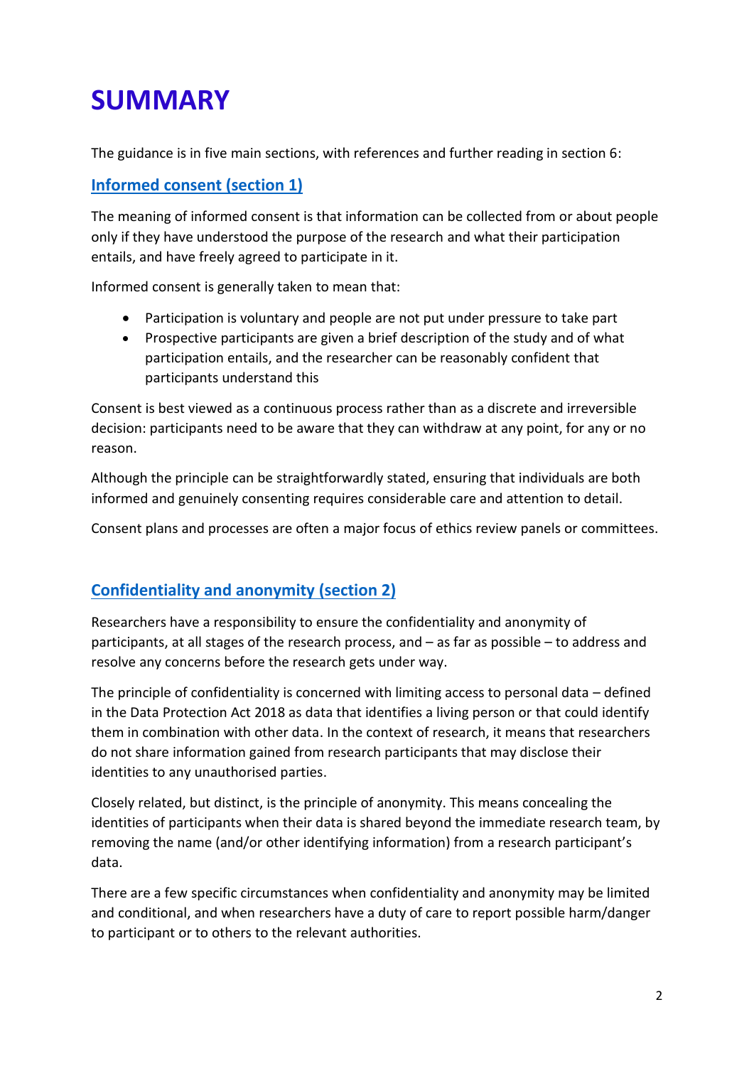# SUMMARY

The guidance is in five main sections, with references and further reading in section 6:

## Informed consent (section 1)

The meaning of informed consent is that information can be collected from or about people only if they have understood the purpose of the research and what their participation entails, and have freely agreed to participate in it.

Informed consent is generally taken to mean that:

- Participation is voluntary and people are not put under pressure to take part
- Prospective participants are given a brief description of the study and of what participation entails, and the researcher can be reasonably confident that participants understand this

Consent is best viewed as a continuous process rather than as a discrete and irreversible decision: participants need to be aware that they can withdraw at any point, for any or no reason.

Although the principle can be straightforwardly stated, ensuring that individuals are both informed and genuinely consenting requires considerable care and attention to detail.

Consent plans and processes are often a major focus of ethics review panels or committees.

## Confidentiality and anonymity (section 2)

Researchers have a responsibility to ensure the confidentiality and anonymity of participants, at all stages of the research process, and – as far as possible – to address and resolve any concerns before the research gets under way.

The principle of confidentiality is concerned with limiting access to personal data – defined in the Data Protection Act 2018 as data that identifies a living person or that could identify them in combination with other data. In the context of research, it means that researchers do not share information gained from research participants that may disclose their identities to any unauthorised parties.

Closely related, but distinct, is the principle of anonymity. This means concealing the identities of participants when their data is shared beyond the immediate research team, by removing the name (and/or other identifying information) from a research participant's data.

There are a few specific circumstances when confidentiality and anonymity may be limited and conditional, and when researchers have a duty of care to report possible harm/danger to participant or to others to the relevant authorities.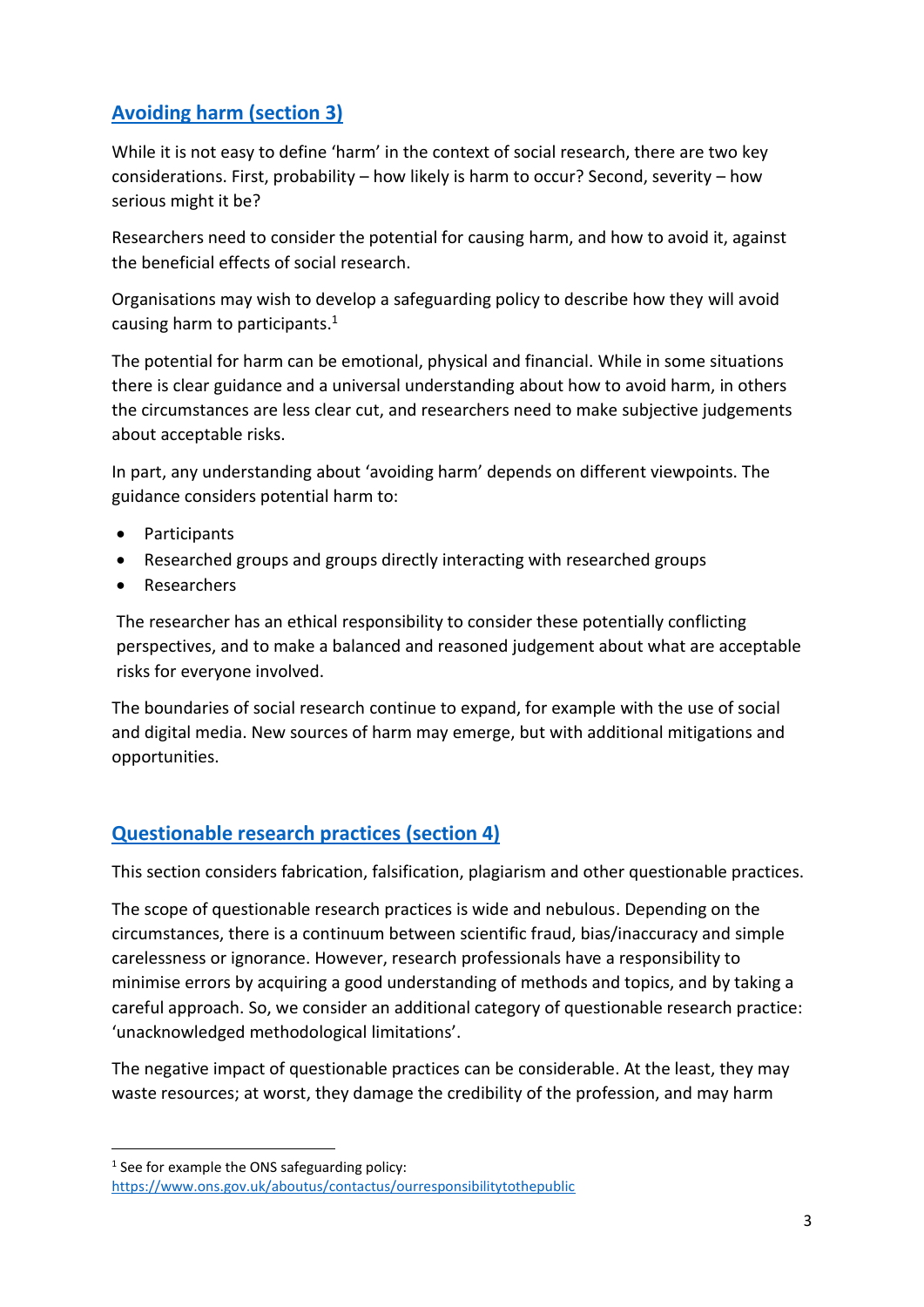## [Avoiding harm (section 3)](#)

While it is not easy to define 'harm' in the context of social research, there are two key considerations. First, probability – how likely is harm to occur? Second, severity – how serious might it be?

Researchers need to consider the potential for causing harm, and how to avoid it, against the beneficial effects of social research.

Organisations may wish to develop a safeguarding policy to describe how they will avoid causing harm to participants.[1]

The potential for harm can be emotional, physical and financial. While in some situations there is clear guidance and a universal understanding about how to avoid harm, in others the circumstances are less clear cut, and researchers need to make subjective judgements about acceptable risks.

In part, any understanding about 'avoiding harm' depends on different viewpoints. The guidance considers potential harm to:

- Participants
- Researched groups and groups directly interacting with researched groups
- Researchers

The researcher has an ethical responsibility to consider these potentially conflicting perspectives, and to make a balanced and reasoned judgement about what are acceptable risks for everyone involved.

The boundaries of social research continue to expand, for example with the use of social and digital media. New sources of harm may emerge, but with additional mitigations and opportunities.

## [Questionable research practices (section 4)](#)

This section considers fabrication, falsification, plagiarism and other questionable practices.

The scope of questionable research practices is wide and nebulous. Depending on the circumstances, there is a continuum between scientific fraud, bias/inaccuracy and simple carelessness or ignorance. However, research professionals have a responsibility to minimise errors by acquiring a good understanding of methods and topics, and by taking a careful approach. So, we consider an additional category of questionable research practice: 'unacknowledged methodological limitations'.

The negative impact of questionable practices can be considerable. At the least, they may waste resources; at worst, they damage the credibility of the profession, and may harm

[1] See for example the ONS safeguarding policy: https://www.ons.gov.uk/aboutus/contactus/ourresponsibilitytothepublic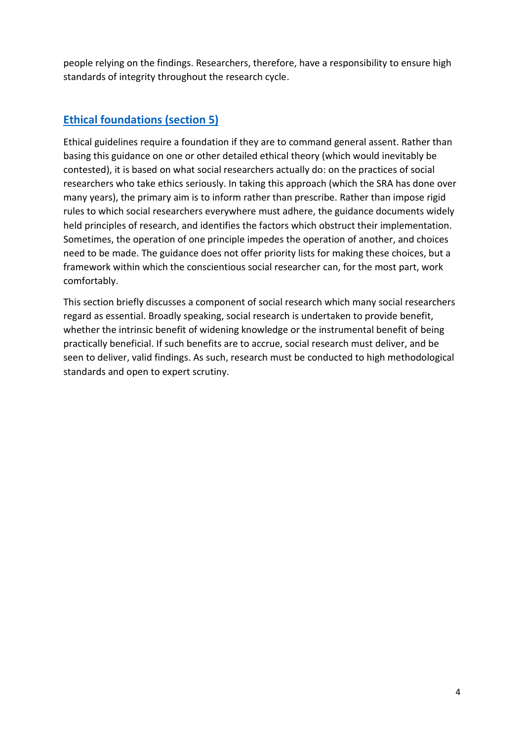people relying on the findings. Researchers, therefore, have a responsibility to ensure high standards of integrity throughout the research cycle.

## Ethical foundations (section 5)

Ethical guidelines require a foundation if they are to command general assent. Rather than basing this guidance on one or other detailed ethical theory (which would inevitably be contested), it is based on what social researchers actually do: on the practices of social researchers who take ethics seriously. In taking this approach (which the SRA has done over many years), the primary aim is to inform rather than prescribe. Rather than impose rigid rules to which social researchers everywhere must adhere, the guidance documents widely held principles of research, and identifies the factors which obstruct their implementation. Sometimes, the operation of one principle impedes the operation of another, and choices need to be made. The guidance does not offer priority lists for making these choices, but a framework within which the conscientious social researcher can, for the most part, work comfortably.

This section briefly discusses a component of social research which many social researchers regard as essential. Broadly speaking, social research is undertaken to provide benefit, whether the intrinsic benefit of widening knowledge or the instrumental benefit of being practically beneficial. If such benefits are to accrue, social research must deliver, and be seen to deliver, valid findings. As such, research must be conducted to high methodological standards and open to expert scrutiny.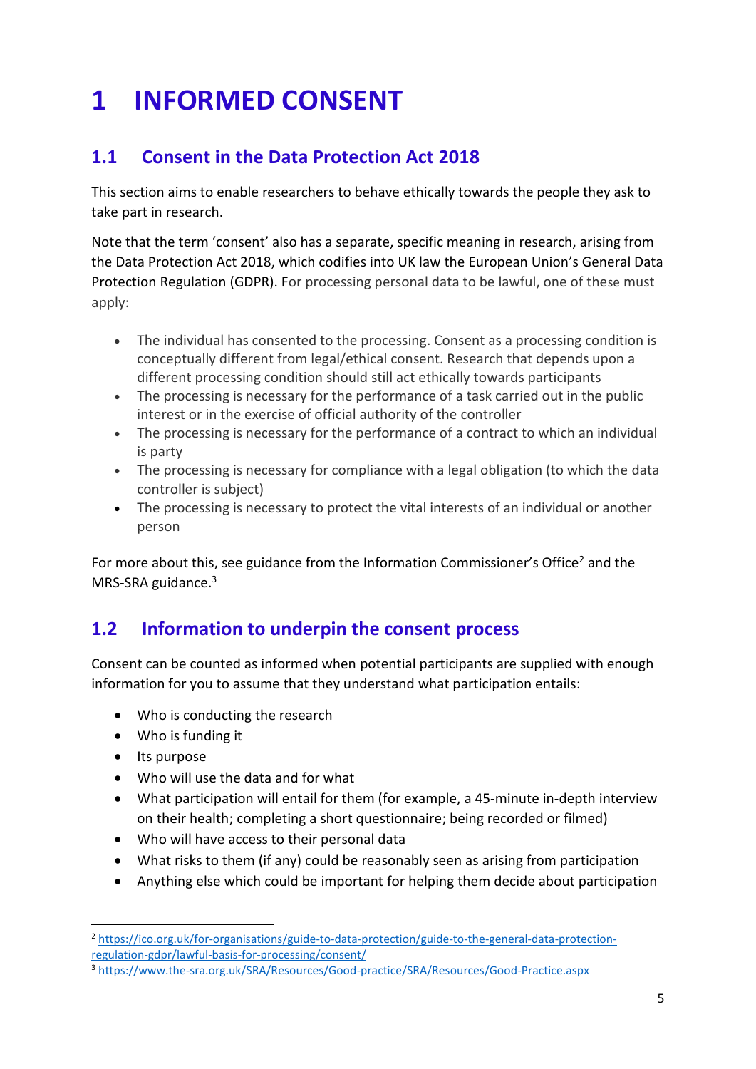# 1 INFORMED CONSENT

## 1.1 Consent in the Data Protection Act 2018

This section aims to enable researchers to behave ethically towards the people they ask to take part in research.

Note that the term 'consent' also has a separate, specific meaning in research, arising from the Data Protection Act 2018, which codifies into UK law the European Union's General Data Protection Regulation (GDPR). For processing personal data to be lawful, one of these must apply:

- The individual has consented to the processing. Consent as a processing condition is conceptually different from legal/ethical consent. Research that depends upon a different processing condition should still act ethically towards participants
- The processing is necessary for the performance of a task carried out in the public interest or in the exercise of official authority of the controller
- The processing is necessary for the performance of a contract to which an individual is party
- The processing is necessary for compliance with a legal obligation (to which the data controller is subject)
- The processing is necessary to protect the vital interests of an individual or another person

For more about this, see guidance from the Information Commissioner's Office[2] and the MRS-SRA guidance.[3]

## 1.2 Information to underpin the consent process

Consent can be counted as informed when potential participants are supplied with enough information for you to assume that they understand what participation entails:

- Who is conducting the research
- Who is funding it
- Its purpose
- Who will use the data and for what
- What participation will entail for them (for example, a 45-minute in-depth interview on their health; completing a short questionnaire; being recorded or filmed)
- Who will have access to their personal data
- What risks to them (if any) could be reasonably seen as arising from participation
- Anything else which could be important for helping them decide about participation

---

[2] https://ico.org.uk/for-organisations/guide-to-data-protection/guide-to-the-general-data-protection-regulation-gdpr/lawful-basis-for-processing/consent/

[3] https://www.the-sra.org.uk/SRA/Resources/Good-practice/SRA/Resources/Good-Practice.aspx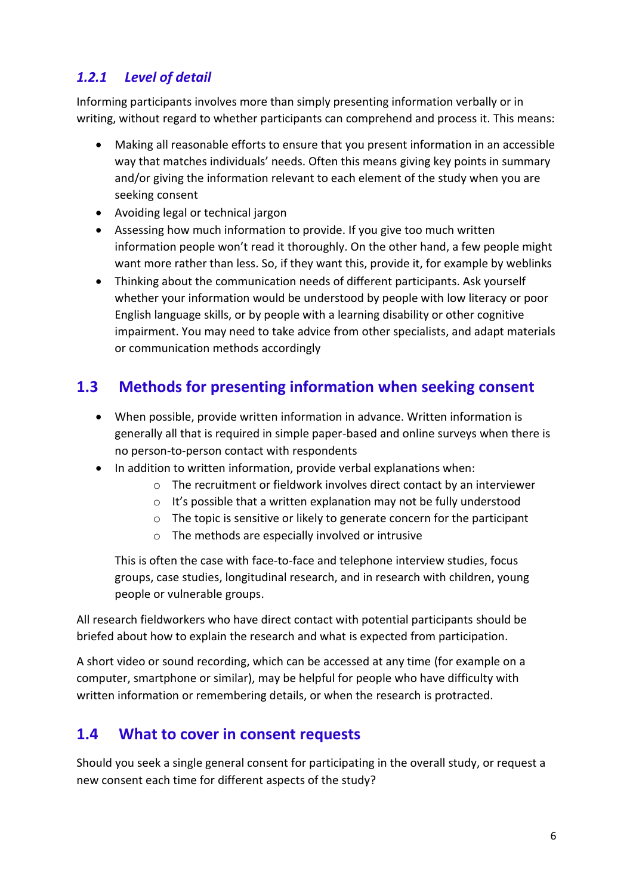### *1.2.1 Level of detail*

Informing participants involves more than simply presenting information verbally or in writing, without regard to whether participants can comprehend and process it. This means:

- Making all reasonable efforts to ensure that you present information in an accessible way that matches individuals' needs. Often this means giving key points in summary and/or giving the information relevant to each element of the study when you are seeking consent
- Avoiding legal or technical jargon
- Assessing how much information to provide. If you give too much written information people won't read it thoroughly. On the other hand, a few people might want more rather than less. So, if they want this, provide it, for example by weblinks
- Thinking about the communication needs of different participants. Ask yourself whether your information would be understood by people with low literacy or poor English language skills, or by people with a learning disability or other cognitive impairment. You may need to take advice from other specialists, and adapt materials or communication methods accordingly

## 1.3 Methods for presenting information when seeking consent

- When possible, provide written information in advance. Written information is generally all that is required in simple paper-based and online surveys when there is no person-to-person contact with respondents
- In addition to written information, provide verbal explanations when:
    - The recruitment or fieldwork involves direct contact by an interviewer
    - It's possible that a written explanation may not be fully understood
    - The topic is sensitive or likely to generate concern for the participant
    - The methods are especially involved or intrusive

  This is often the case with face-to-face and telephone interview studies, focus groups, case studies, longitudinal research, and in research with children, young people or vulnerable groups.

All research fieldworkers who have direct contact with potential participants should be briefed about how to explain the research and what is expected from participation.

A short video or sound recording, which can be accessed at any time (for example on a computer, smartphone or similar), may be helpful for people who have difficulty with written information or remembering details, or when the research is protracted.

## 1.4 What to cover in consent requests

Should you seek a single general consent for participating in the overall study, or request a new consent each time for different aspects of the study?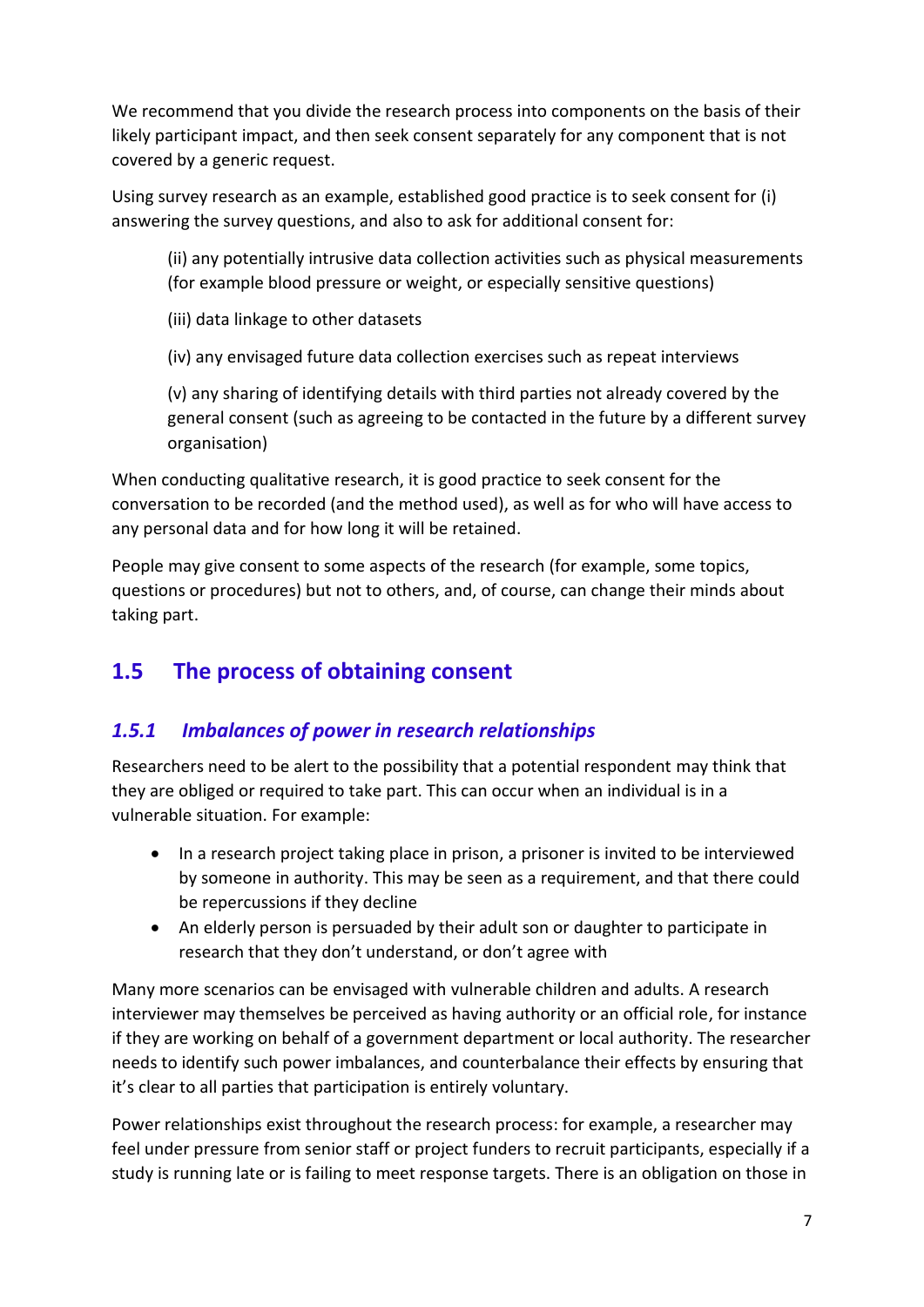We recommend that you divide the research process into components on the basis of their likely participant impact, and then seek consent separately for any component that is not covered by a generic request.

Using survey research as an example, established good practice is to seek consent for (i) answering the survey questions, and also to ask for additional consent for:

> (ii) any potentially intrusive data collection activities such as physical measurements (for example blood pressure or weight, or especially sensitive questions)
>
> (iii) data linkage to other datasets
>
> (iv) any envisaged future data collection exercises such as repeat interviews
>
> (v) any sharing of identifying details with third parties not already covered by the general consent (such as agreeing to be contacted in the future by a different survey organisation)

When conducting qualitative research, it is good practice to seek consent for the conversation to be recorded (and the method used), as well as for who will have access to any personal data and for how long it will be retained.

People may give consent to some aspects of the research (for example, some topics, questions or procedures) but not to others, and, of course, can change their minds about taking part.

## 1.5 The process of obtaining consent

### *1.5.1 Imbalances of power in research relationships*

Researchers need to be alert to the possibility that a potential respondent may think that they are obliged or required to take part. This can occur when an individual is in a vulnerable situation. For example:

- In a research project taking place in prison, a prisoner is invited to be interviewed by someone in authority. This may be seen as a requirement, and that there could be repercussions if they decline
- An elderly person is persuaded by their adult son or daughter to participate in research that they don't understand, or don't agree with

Many more scenarios can be envisaged with vulnerable children and adults. A research interviewer may themselves be perceived as having authority or an official role, for instance if they are working on behalf of a government department or local authority. The researcher needs to identify such power imbalances, and counterbalance their effects by ensuring that it's clear to all parties that participation is entirely voluntary.

Power relationships exist throughout the research process: for example, a researcher may feel under pressure from senior staff or project funders to recruit participants, especially if a study is running late or is failing to meet response targets. There is an obligation on those in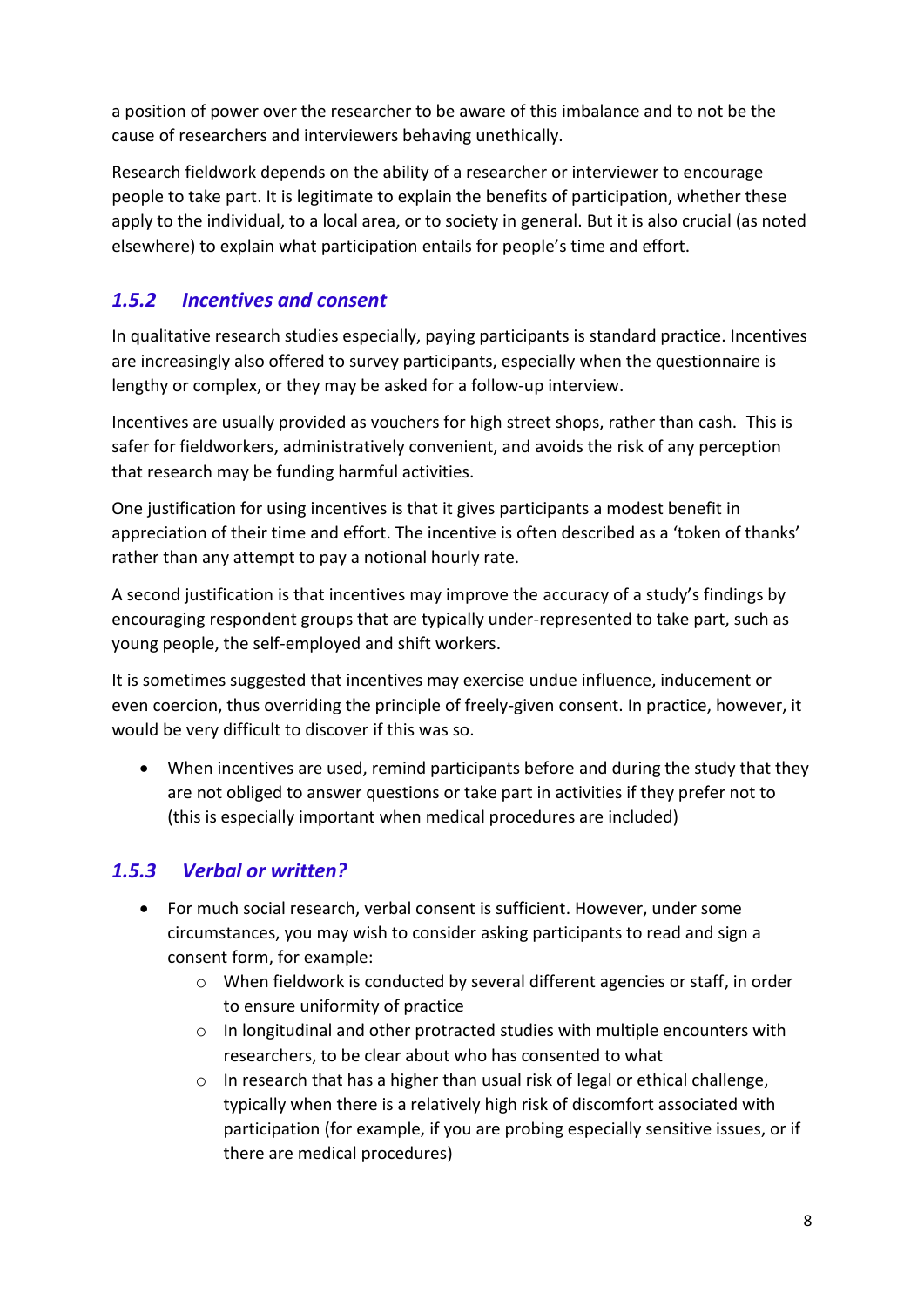a position of power over the researcher to be aware of this imbalance and to not be the cause of researchers and interviewers behaving unethically.

Research fieldwork depends on the ability of a researcher or interviewer to encourage people to take part. It is legitimate to explain the benefits of participation, whether these apply to the individual, to a local area, or to society in general. But it is also crucial (as noted elsewhere) to explain what participation entails for people's time and effort.

### *1.5.2 Incentives and consent*

In qualitative research studies especially, paying participants is standard practice. Incentives are increasingly also offered to survey participants, especially when the questionnaire is lengthy or complex, or they may be asked for a follow-up interview.

Incentives are usually provided as vouchers for high street shops, rather than cash. This is safer for fieldworkers, administratively convenient, and avoids the risk of any perception that research may be funding harmful activities.

One justification for using incentives is that it gives participants a modest benefit in appreciation of their time and effort. The incentive is often described as a 'token of thanks' rather than any attempt to pay a notional hourly rate.

A second justification is that incentives may improve the accuracy of a study's findings by encouraging respondent groups that are typically under-represented to take part, such as young people, the self-employed and shift workers.

It is sometimes suggested that incentives may exercise undue influence, inducement or even coercion, thus overriding the principle of freely-given consent. In practice, however, it would be very difficult to discover if this was so.

- When incentives are used, remind participants before and during the study that they are not obliged to answer questions or take part in activities if they prefer not to (this is especially important when medical procedures are included)

### *1.5.3 Verbal or written?*

- For much social research, verbal consent is sufficient. However, under some circumstances, you may wish to consider asking participants to read and sign a consent form, for example:
  - When fieldwork is conducted by several different agencies or staff, in order to ensure uniformity of practice
  - In longitudinal and other protracted studies with multiple encounters with researchers, to be clear about who has consented to what
  - In research that has a higher than usual risk of legal or ethical challenge, typically when there is a relatively high risk of discomfort associated with participation (for example, if you are probing especially sensitive issues, or if there are medical procedures)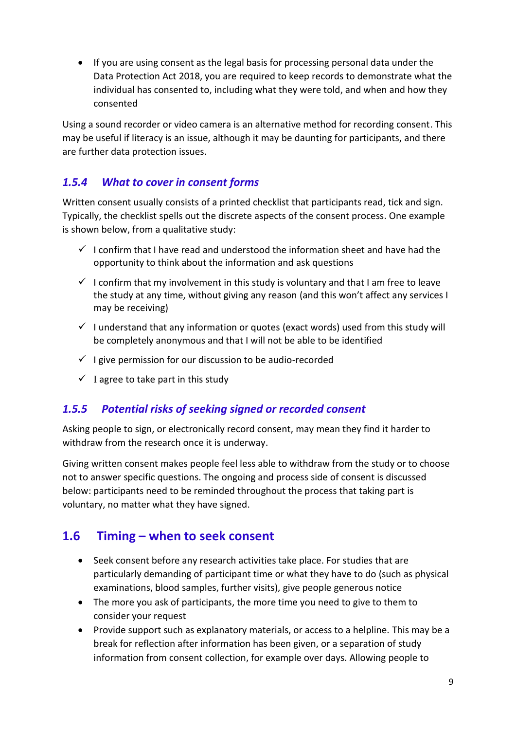- If you are using consent as the legal basis for processing personal data under the Data Protection Act 2018, you are required to keep records to demonstrate what the individual has consented to, including what they were told, and when and how they consented

Using a sound recorder or video camera is an alternative method for recording consent. This may be useful if literacy is an issue, although it may be daunting for participants, and there are further data protection issues.

### *1.5.4 What to cover in consent forms*

Written consent usually consists of a printed checklist that participants read, tick and sign. Typically, the checklist spells out the discrete aspects of the consent process. One example is shown below, from a qualitative study:

- ✓ I confirm that I have read and understood the information sheet and have had the opportunity to think about the information and ask questions
- ✓ I confirm that my involvement in this study is voluntary and that I am free to leave the study at any time, without giving any reason (and this won't affect any services I may be receiving)
- ✓ I understand that any information or quotes (exact words) used from this study will be completely anonymous and that I will not be able to be identified
- ✓ I give permission for our discussion to be audio-recorded
- ✓ I agree to take part in this study

### *1.5.5 Potential risks of seeking signed or recorded consent*

Asking people to sign, or electronically record consent, may mean they find it harder to withdraw from the research once it is underway.

Giving written consent makes people feel less able to withdraw from the study or to choose not to answer specific questions. The ongoing and process side of consent is discussed below: participants need to be reminded throughout the process that taking part is voluntary, no matter what they have signed.

## 1.6 Timing – when to seek consent

- Seek consent before any research activities take place. For studies that are particularly demanding of participant time or what they have to do (such as physical examinations, blood samples, further visits), give people generous notice
- The more you ask of participants, the more time you need to give to them to consider your request
- Provide support such as explanatory materials, or access to a helpline. This may be a break for reflection after information has been given, or a separation of study information from consent collection, for example over days. Allowing people to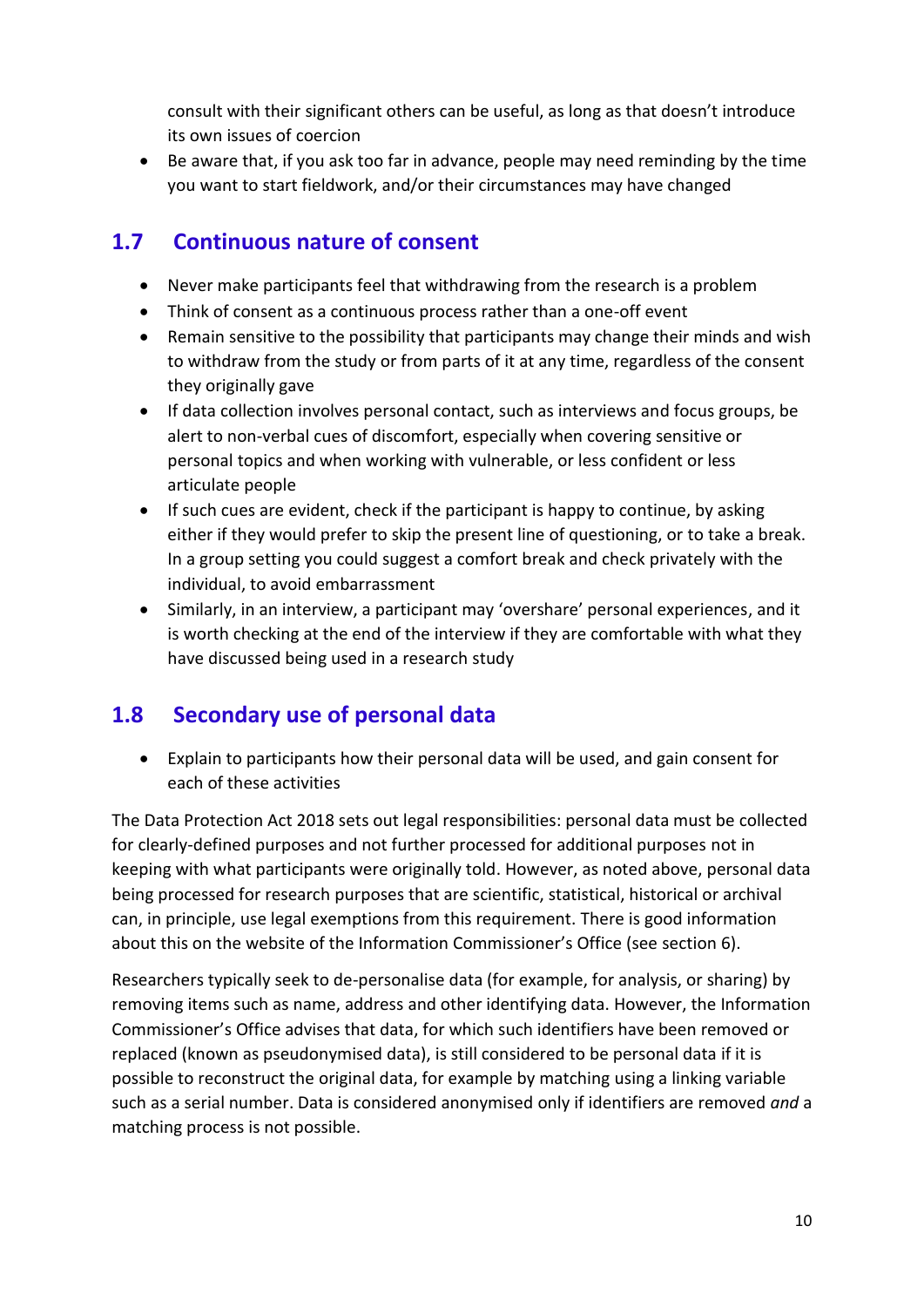consult with their significant others can be useful, as long as that doesn't introduce its own issues of coercion
- Be aware that, if you ask too far in advance, people may need reminding by the time you want to start fieldwork, and/or their circumstances may have changed

## 1.7 Continuous nature of consent

- Never make participants feel that withdrawing from the research is a problem
- Think of consent as a continuous process rather than a one-off event
- Remain sensitive to the possibility that participants may change their minds and wish to withdraw from the study or from parts of it at any time, regardless of the consent they originally gave
- If data collection involves personal contact, such as interviews and focus groups, be alert to non-verbal cues of discomfort, especially when covering sensitive or personal topics and when working with vulnerable, or less confident or less articulate people
- If such cues are evident, check if the participant is happy to continue, by asking either if they would prefer to skip the present line of questioning, or to take a break. In a group setting you could suggest a comfort break and check privately with the individual, to avoid embarrassment
- Similarly, in an interview, a participant may 'overshare' personal experiences, and it is worth checking at the end of the interview if they are comfortable with what they have discussed being used in a research study

## 1.8 Secondary use of personal data

- Explain to participants how their personal data will be used, and gain consent for each of these activities

The Data Protection Act 2018 sets out legal responsibilities: personal data must be collected for clearly-defined purposes and not further processed for additional purposes not in keeping with what participants were originally told. However, as noted above, personal data being processed for research purposes that are scientific, statistical, historical or archival can, in principle, use legal exemptions from this requirement. There is good information about this on the website of the Information Commissioner's Office (see section 6).

Researchers typically seek to de-personalise data (for example, for analysis, or sharing) by removing items such as name, address and other identifying data. However, the Information Commissioner's Office advises that data, for which such identifiers have been removed or replaced (known as pseudonymised data), is still considered to be personal data if it is possible to reconstruct the original data, for example by matching using a linking variable such as a serial number. Data is considered anonymised only if identifiers are removed *and* a matching process is not possible.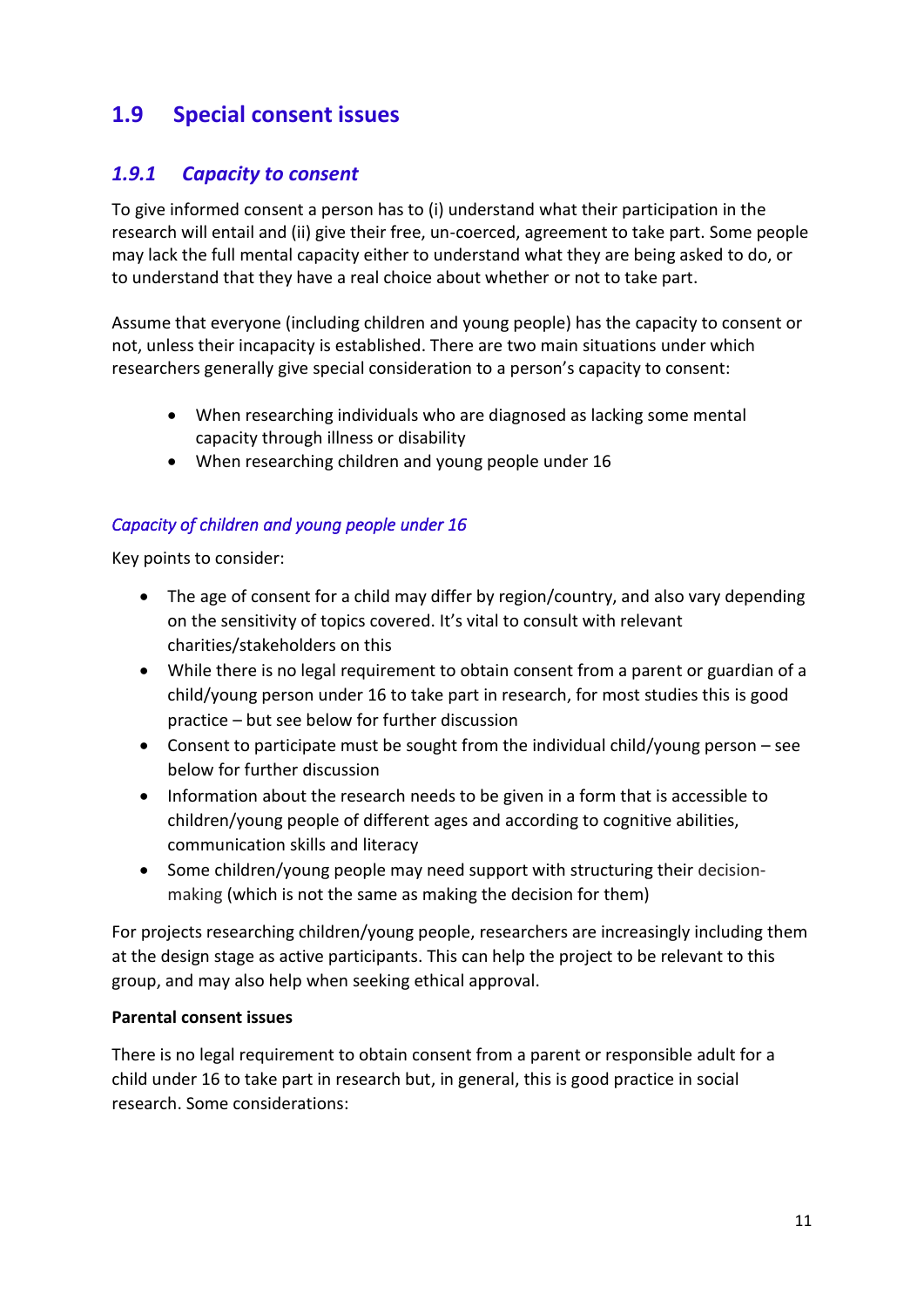## 1.9 Special consent issues

### *1.9.1 Capacity to consent*

To give informed consent a person has to (i) understand what their participation in the research will entail and (ii) give their free, un-coerced, agreement to take part. Some people may lack the full mental capacity either to understand what they are being asked to do, or to understand that they have a real choice about whether or not to take part.

Assume that everyone (including children and young people) has the capacity to consent or not, unless their incapacity is established. There are two main situations under which researchers generally give special consideration to a person's capacity to consent:

- When researching individuals who are diagnosed as lacking some mental capacity through illness or disability
- When researching children and young people under 16

*Capacity of children and young people under 16*

Key points to consider:

- The age of consent for a child may differ by region/country, and also vary depending on the sensitivity of topics covered. It's vital to consult with relevant charities/stakeholders on this
- While there is no legal requirement to obtain consent from a parent or guardian of a child/young person under 16 to take part in research, for most studies this is good practice – but see below for further discussion
- Consent to participate must be sought from the individual child/young person – see below for further discussion
- Information about the research needs to be given in a form that is accessible to children/young people of different ages and according to cognitive abilities, communication skills and literacy
- Some children/young people may need support with structuring their decision-making (which is not the same as making the decision for them)

For projects researching children/young people, researchers are increasingly including them at the design stage as active participants. This can help the project to be relevant to this group, and may also help when seeking ethical approval.

**Parental consent issues**

There is no legal requirement to obtain consent from a parent or responsible adult for a child under 16 to take part in research but, in general, this is good practice in social research. Some considerations: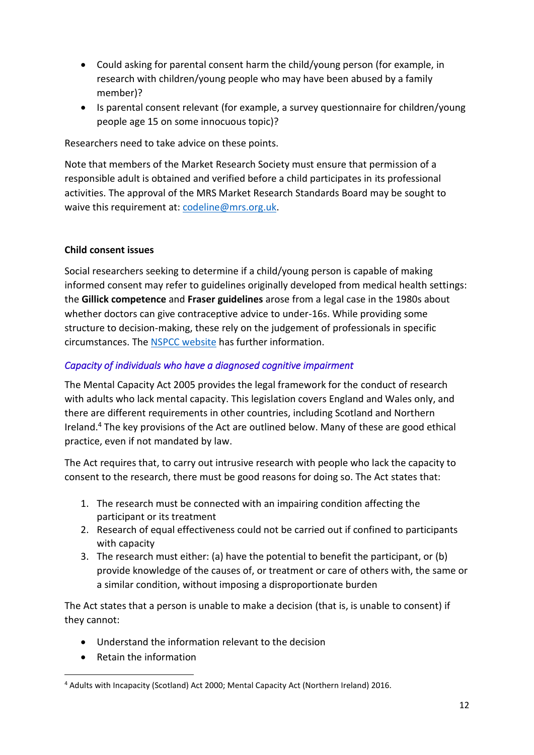- Could asking for parental consent harm the child/young person (for example, in research with children/young people who may have been abused by a family member)?
- Is parental consent relevant (for example, a survey questionnaire for children/young people age 15 on some innocuous topic)?

Researchers need to take advice on these points.

Note that members of the Market Research Society must ensure that permission of a responsible adult is obtained and verified before a child participates in its professional activities. The approval of the MRS Market Research Standards Board may be sought to waive this requirement at: codeline@mrs.org.uk.

**Child consent issues**

Social researchers seeking to determine if a child/young person is capable of making informed consent may refer to guidelines originally developed from medical health settings: the **Gillick competence** and **Fraser guidelines** arose from a legal case in the 1980s about whether doctors can give contraceptive advice to under-16s. While providing some structure to decision-making, these rely on the judgement of professionals in specific circumstances. The NSPCC website has further information.

*Capacity of individuals who have a diagnosed cognitive impairment*

The Mental Capacity Act 2005 provides the legal framework for the conduct of research with adults who lack mental capacity. This legislation covers England and Wales only, and there are different requirements in other countries, including Scotland and Northern Ireland.[4] The key provisions of the Act are outlined below. Many of these are good ethical practice, even if not mandated by law.

The Act requires that, to carry out intrusive research with people who lack the capacity to consent to the research, there must be good reasons for doing so. The Act states that:

1. The research must be connected with an impairing condition affecting the participant or its treatment
2. Research of equal effectiveness could not be carried out if confined to participants with capacity
3. The research must either: (a) have the potential to benefit the participant, or (b) provide knowledge of the causes of, or treatment or care of others with, the same or a similar condition, without imposing a disproportionate burden

The Act states that a person is unable to make a decision (that is, is unable to consent) if they cannot:

- Understand the information relevant to the decision
- Retain the information

[4] Adults with Incapacity (Scotland) Act 2000; Mental Capacity Act (Northern Ireland) 2016.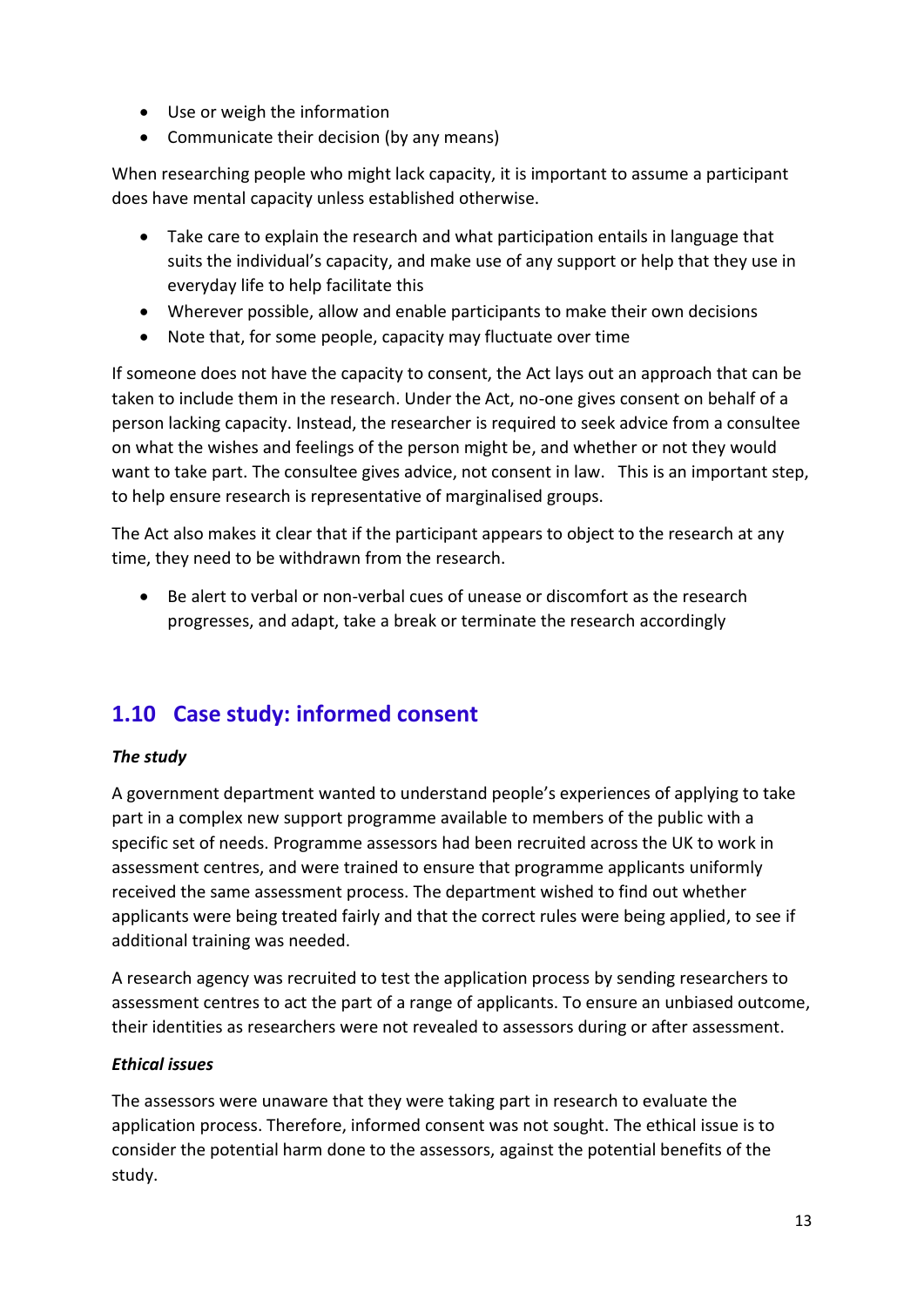- Use or weigh the information
- Communicate their decision (by any means)

When researching people who might lack capacity, it is important to assume a participant does have mental capacity unless established otherwise.

- Take care to explain the research and what participation entails in language that suits the individual's capacity, and make use of any support or help that they use in everyday life to help facilitate this
- Wherever possible, allow and enable participants to make their own decisions
- Note that, for some people, capacity may fluctuate over time

If someone does not have the capacity to consent, the Act lays out an approach that can be taken to include them in the research. Under the Act, no-one gives consent on behalf of a person lacking capacity. Instead, the researcher is required to seek advice from a consultee on what the wishes and feelings of the person might be, and whether or not they would want to take part. The consultee gives advice, not consent in law. This is an important step, to help ensure research is representative of marginalised groups.

The Act also makes it clear that if the participant appears to object to the research at any time, they need to be withdrawn from the research.

- Be alert to verbal or non-verbal cues of unease or discomfort as the research progresses, and adapt, take a break or terminate the research accordingly

## 1.10 Case study: informed consent

***The study***

A government department wanted to understand people's experiences of applying to take part in a complex new support programme available to members of the public with a specific set of needs. Programme assessors had been recruited across the UK to work in assessment centres, and were trained to ensure that programme applicants uniformly received the same assessment process. The department wished to find out whether applicants were being treated fairly and that the correct rules were being applied, to see if additional training was needed.

A research agency was recruited to test the application process by sending researchers to assessment centres to act the part of a range of applicants. To ensure an unbiased outcome, their identities as researchers were not revealed to assessors during or after assessment.

***Ethical issues***

The assessors were unaware that they were taking part in research to evaluate the application process. Therefore, informed consent was not sought. The ethical issue is to consider the potential harm done to the assessors, against the potential benefits of the study.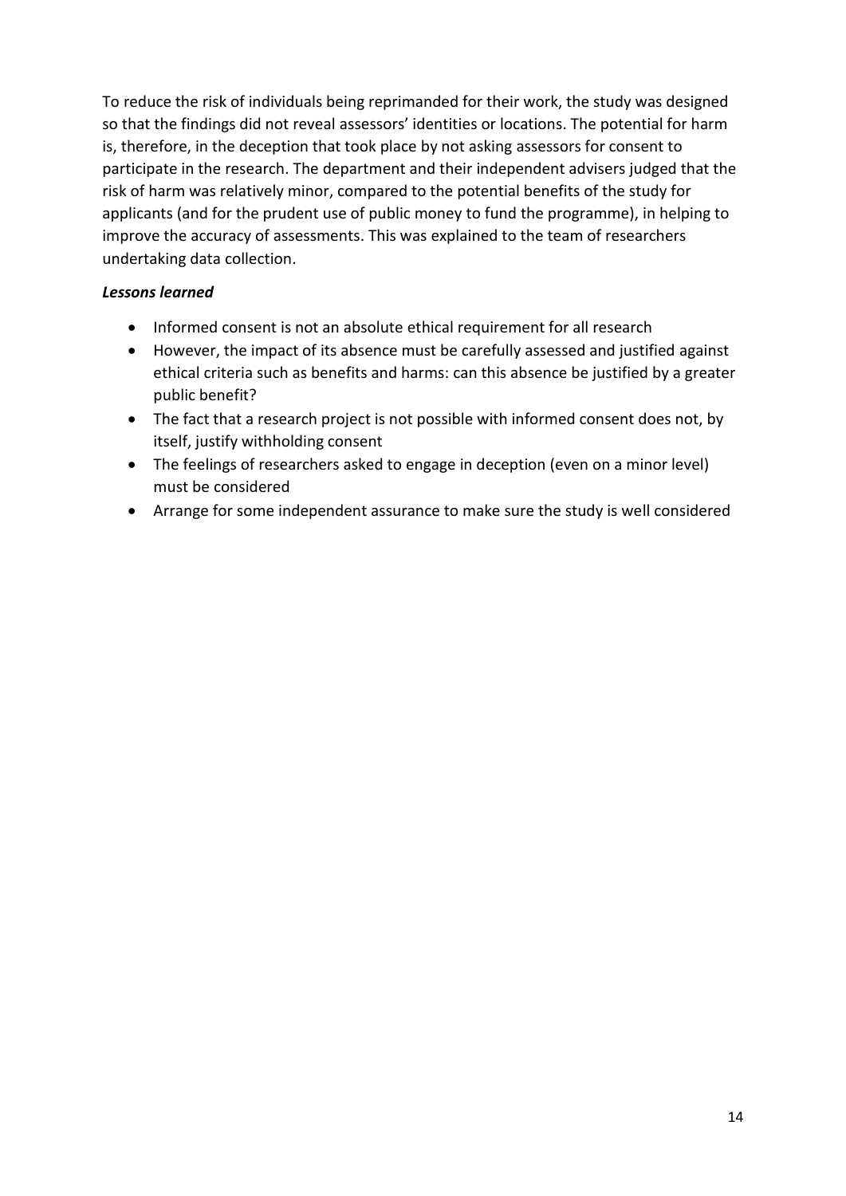To reduce the risk of individuals being reprimanded for their work, the study was designed so that the findings did not reveal assessors' identities or locations. The potential for harm is, therefore, in the deception that took place by not asking assessors for consent to participate in the research. The department and their independent advisers judged that the risk of harm was relatively minor, compared to the potential benefits of the study for applicants (and for the prudent use of public money to fund the programme), in helping to improve the accuracy of assessments. This was explained to the team of researchers undertaking data collection.

***Lessons learned***

- Informed consent is not an absolute ethical requirement for all research
- However, the impact of its absence must be carefully assessed and justified against ethical criteria such as benefits and harms: can this absence be justified by a greater public benefit?
- The fact that a research project is not possible with informed consent does not, by itself, justify withholding consent
- The feelings of researchers asked to engage in deception (even on a minor level) must be considered
- Arrange for some independent assurance to make sure the study is well considered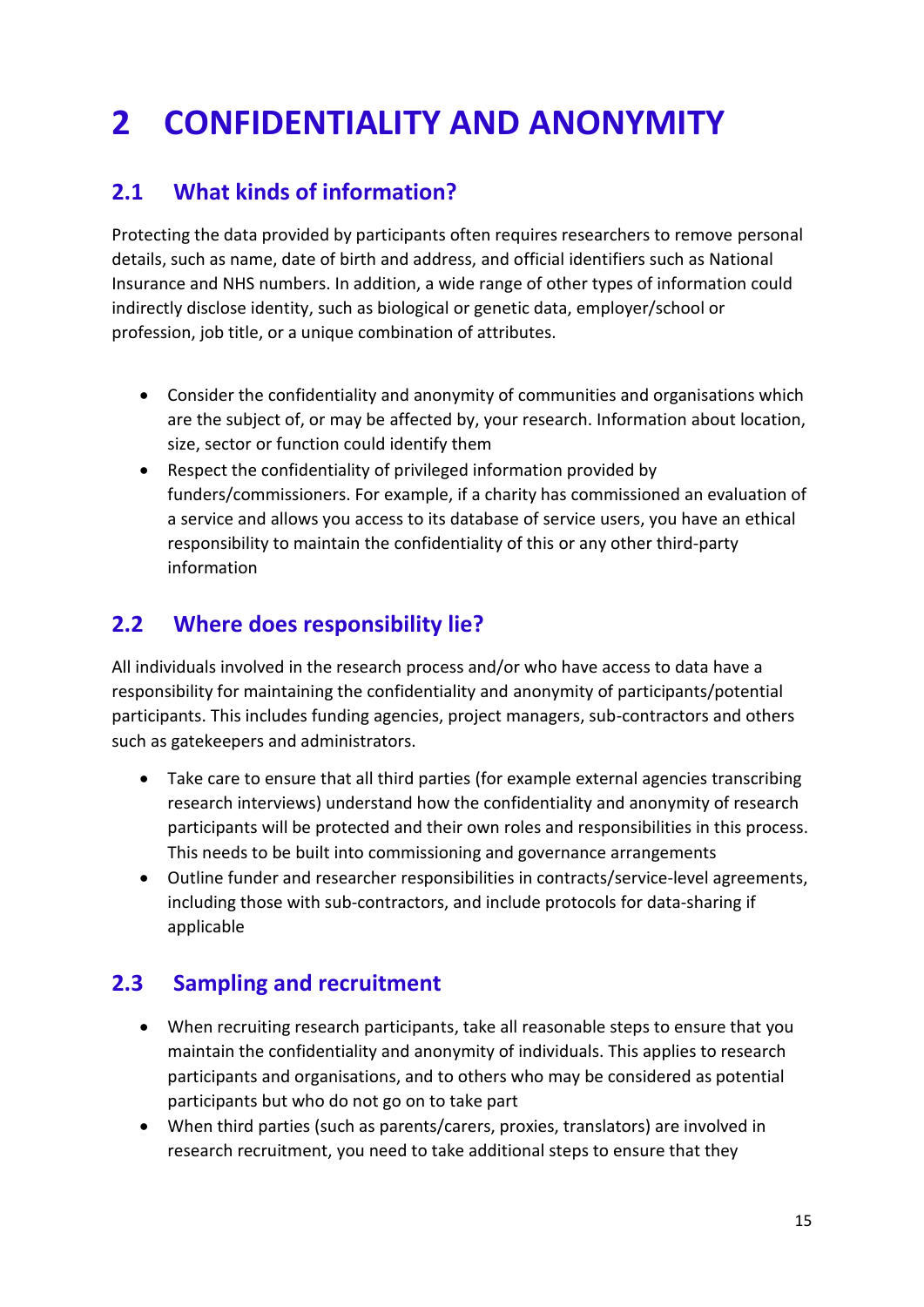# 2 CONFIDENTIALITY AND ANONYMITY

## 2.1 What kinds of information?

Protecting the data provided by participants often requires researchers to remove personal details, such as name, date of birth and address, and official identifiers such as National Insurance and NHS numbers. In addition, a wide range of other types of information could indirectly disclose identity, such as biological or genetic data, employer/school or profession, job title, or a unique combination of attributes.

- Consider the confidentiality and anonymity of communities and organisations which are the subject of, or may be affected by, your research. Information about location, size, sector or function could identify them
- Respect the confidentiality of privileged information provided by funders/commissioners. For example, if a charity has commissioned an evaluation of a service and allows you access to its database of service users, you have an ethical responsibility to maintain the confidentiality of this or any other third-party information

## 2.2 Where does responsibility lie?

All individuals involved in the research process and/or who have access to data have a responsibility for maintaining the confidentiality and anonymity of participants/potential participants. This includes funding agencies, project managers, sub-contractors and others such as gatekeepers and administrators.

- Take care to ensure that all third parties (for example external agencies transcribing research interviews) understand how the confidentiality and anonymity of research participants will be protected and their own roles and responsibilities in this process. This needs to be built into commissioning and governance arrangements
- Outline funder and researcher responsibilities in contracts/service-level agreements, including those with sub-contractors, and include protocols for data-sharing if applicable

## 2.3 Sampling and recruitment

- When recruiting research participants, take all reasonable steps to ensure that you maintain the confidentiality and anonymity of individuals. This applies to research participants and organisations, and to others who may be considered as potential participants but who do not go on to take part
- When third parties (such as parents/carers, proxies, translators) are involved in research recruitment, you need to take additional steps to ensure that they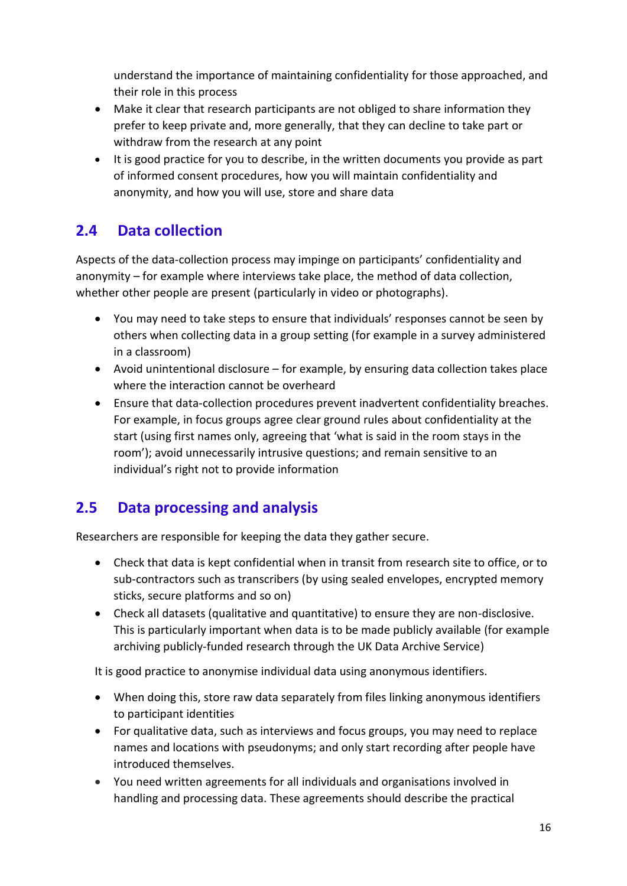understand the importance of maintaining confidentiality for those approached, and their role in this process

- Make it clear that research participants are not obliged to share information they prefer to keep private and, more generally, that they can decline to take part or withdraw from the research at any point
- It is good practice for you to describe, in the written documents you provide as part of informed consent procedures, how you will maintain confidentiality and anonymity, and how you will use, store and share data

## 2.4 Data collection

Aspects of the data-collection process may impinge on participants' confidentiality and anonymity – for example where interviews take place, the method of data collection, whether other people are present (particularly in video or photographs).

- You may need to take steps to ensure that individuals' responses cannot be seen by others when collecting data in a group setting (for example in a survey administered in a classroom)
- Avoid unintentional disclosure – for example, by ensuring data collection takes place where the interaction cannot be overheard
- Ensure that data-collection procedures prevent inadvertent confidentiality breaches. For example, in focus groups agree clear ground rules about confidentiality at the start (using first names only, agreeing that 'what is said in the room stays in the room'); avoid unnecessarily intrusive questions; and remain sensitive to an individual's right not to provide information

## 2.5 Data processing and analysis

Researchers are responsible for keeping the data they gather secure.

- Check that data is kept confidential when in transit from research site to office, or to sub-contractors such as transcribers (by using sealed envelopes, encrypted memory sticks, secure platforms and so on)
- Check all datasets (qualitative and quantitative) to ensure they are non-disclosive. This is particularly important when data is to be made publicly available (for example archiving publicly-funded research through the UK Data Archive Service)

It is good practice to anonymise individual data using anonymous identifiers.

- When doing this, store raw data separately from files linking anonymous identifiers to participant identities
- For qualitative data, such as interviews and focus groups, you may need to replace names and locations with pseudonyms; and only start recording after people have introduced themselves.
- You need written agreements for all individuals and organisations involved in handling and processing data. These agreements should describe the practical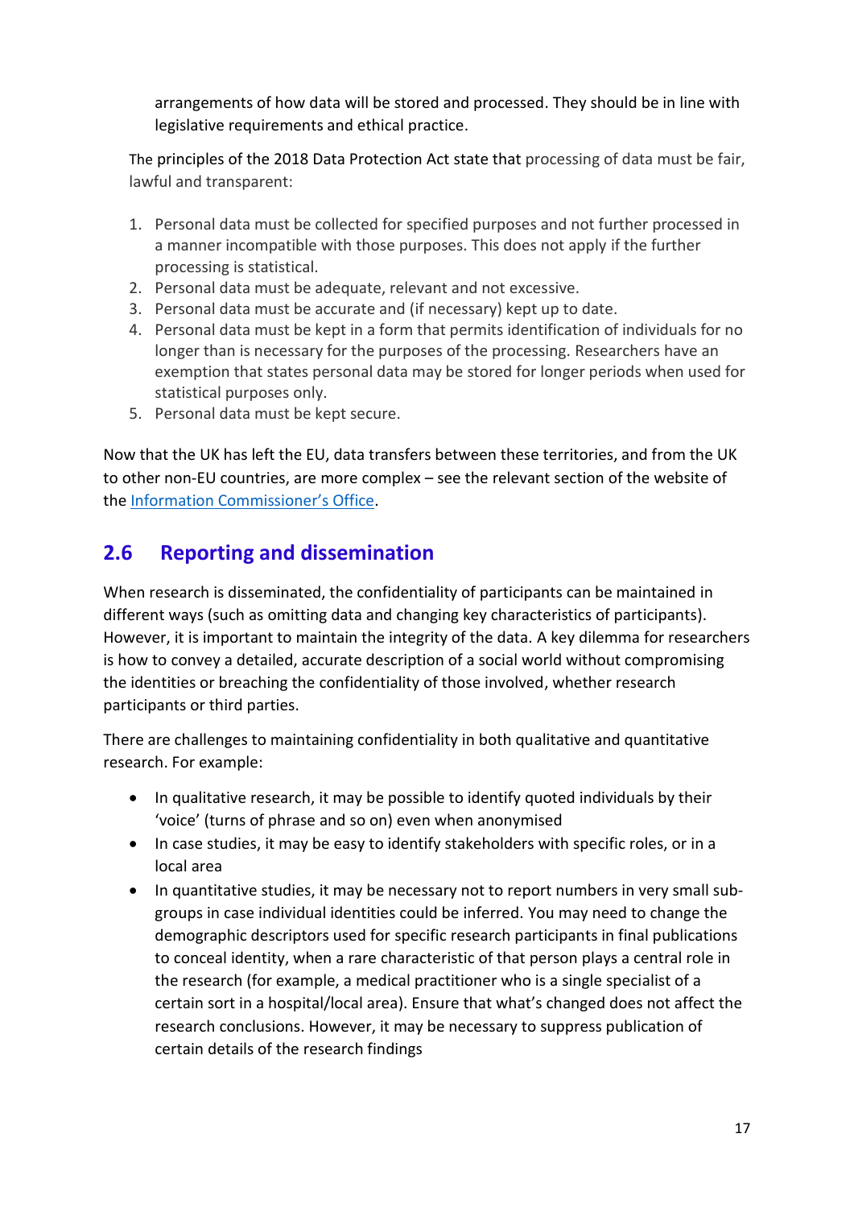arrangements of how data will be stored and processed. They should be in line with legislative requirements and ethical practice.

The principles of the 2018 Data Protection Act state that processing of data must be fair, lawful and transparent:

1. Personal data must be collected for specified purposes and not further processed in a manner incompatible with those purposes. This does not apply if the further processing is statistical.
2. Personal data must be adequate, relevant and not excessive.
3. Personal data must be accurate and (if necessary) kept up to date.
4. Personal data must be kept in a form that permits identification of individuals for no longer than is necessary for the purposes of the processing. Researchers have an exemption that states personal data may be stored for longer periods when used for statistical purposes only.
5. Personal data must be kept secure.

Now that the UK has left the EU, data transfers between these territories, and from the UK to other non-EU countries, are more complex – see the relevant section of the website of the Information Commissioner's Office.

## 2.6 Reporting and dissemination

When research is disseminated, the confidentiality of participants can be maintained in different ways (such as omitting data and changing key characteristics of participants). However, it is important to maintain the integrity of the data. A key dilemma for researchers is how to convey a detailed, accurate description of a social world without compromising the identities or breaching the confidentiality of those involved, whether research participants or third parties.

There are challenges to maintaining confidentiality in both qualitative and quantitative research. For example:

- In qualitative research, it may be possible to identify quoted individuals by their 'voice' (turns of phrase and so on) even when anonymised
- In case studies, it may be easy to identify stakeholders with specific roles, or in a local area
- In quantitative studies, it may be necessary not to report numbers in very small sub-groups in case individual identities could be inferred. You may need to change the demographic descriptors used for specific research participants in final publications to conceal identity, when a rare characteristic of that person plays a central role in the research (for example, a medical practitioner who is a single specialist of a certain sort in a hospital/local area). Ensure that what's changed does not affect the research conclusions. However, it may be necessary to suppress publication of certain details of the research findings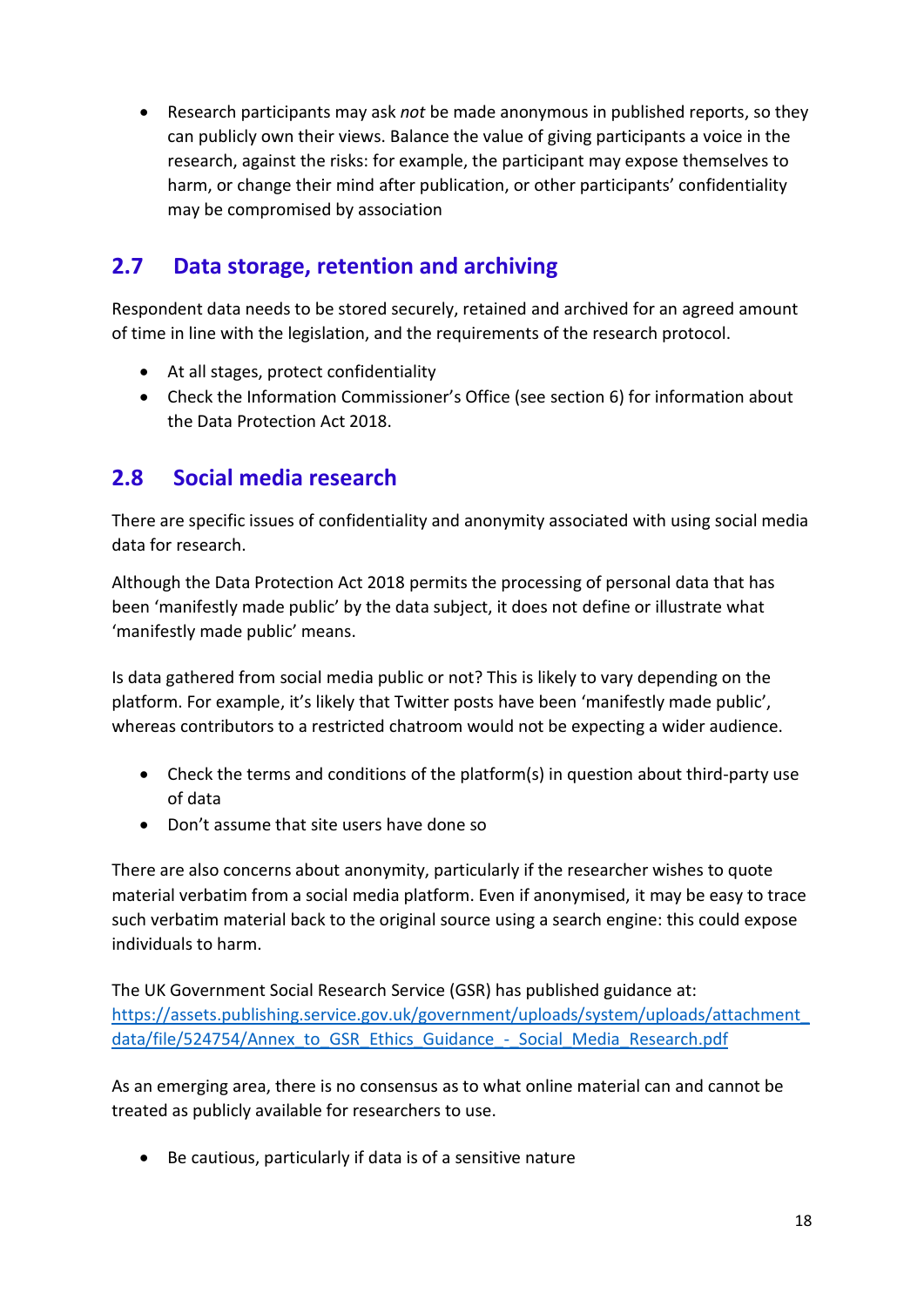- Research participants may ask *not* be made anonymous in published reports, so they can publicly own their views. Balance the value of giving participants a voice in the research, against the risks: for example, the participant may expose themselves to harm, or change their mind after publication, or other participants' confidentiality may be compromised by association

## 2.7 Data storage, retention and archiving

Respondent data needs to be stored securely, retained and archived for an agreed amount of time in line with the legislation, and the requirements of the research protocol.

- At all stages, protect confidentiality
- Check the Information Commissioner's Office (see section 6) for information about the Data Protection Act 2018.

## 2.8 Social media research

There are specific issues of confidentiality and anonymity associated with using social media data for research.

Although the Data Protection Act 2018 permits the processing of personal data that has been 'manifestly made public' by the data subject, it does not define or illustrate what 'manifestly made public' means.

Is data gathered from social media public or not? This is likely to vary depending on the platform. For example, it's likely that Twitter posts have been 'manifestly made public', whereas contributors to a restricted chatroom would not be expecting a wider audience.

- Check the terms and conditions of the platform(s) in question about third-party use of data
- Don't assume that site users have done so

There are also concerns about anonymity, particularly if the researcher wishes to quote material verbatim from a social media platform. Even if anonymised, it may be easy to trace such verbatim material back to the original source using a search engine: this could expose individuals to harm.

The UK Government Social Research Service (GSR) has published guidance at: https://assets.publishing.service.gov.uk/government/uploads/system/uploads/attachment_data/file/524754/Annex_to_GSR_Ethics_Guidance_-_Social_Media_Research.pdf

As an emerging area, there is no consensus as to what online material can and cannot be treated as publicly available for researchers to use.

- Be cautious, particularly if data is of a sensitive nature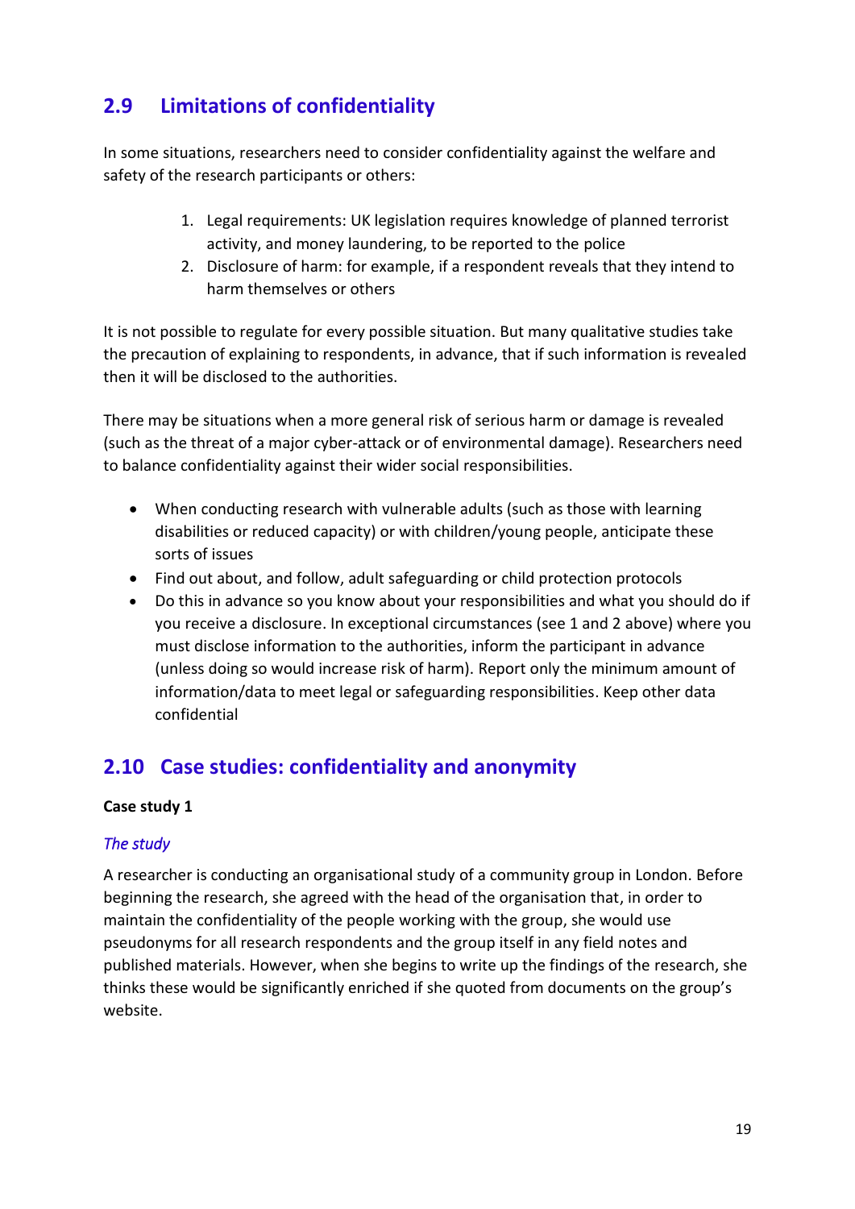## 2.9 Limitations of confidentiality

In some situations, researchers need to consider confidentiality against the welfare and safety of the research participants or others:

1. Legal requirements: UK legislation requires knowledge of planned terrorist activity, and money laundering, to be reported to the police
2. Disclosure of harm: for example, if a respondent reveals that they intend to harm themselves or others

It is not possible to regulate for every possible situation. But many qualitative studies take the precaution of explaining to respondents, in advance, that if such information is revealed then it will be disclosed to the authorities.

There may be situations when a more general risk of serious harm or damage is revealed (such as the threat of a major cyber-attack or of environmental damage). Researchers need to balance confidentiality against their wider social responsibilities.

- When conducting research with vulnerable adults (such as those with learning disabilities or reduced capacity) or with children/young people, anticipate these sorts of issues
- Find out about, and follow, adult safeguarding or child protection protocols
- Do this in advance so you know about your responsibilities and what you should do if you receive a disclosure. In exceptional circumstances (see 1 and 2 above) where you must disclose information to the authorities, inform the participant in advance (unless doing so would increase risk of harm). Report only the minimum amount of information/data to meet legal or safeguarding responsibilities. Keep other data confidential

## 2.10 Case studies: confidentiality and anonymity

**Case study 1**

*The study*

A researcher is conducting an organisational study of a community group in London. Before beginning the research, she agreed with the head of the organisation that, in order to maintain the confidentiality of the people working with the group, she would use pseudonyms for all research respondents and the group itself in any field notes and published materials. However, when she begins to write up the findings of the research, she thinks these would be significantly enriched if she quoted from documents on the group's website.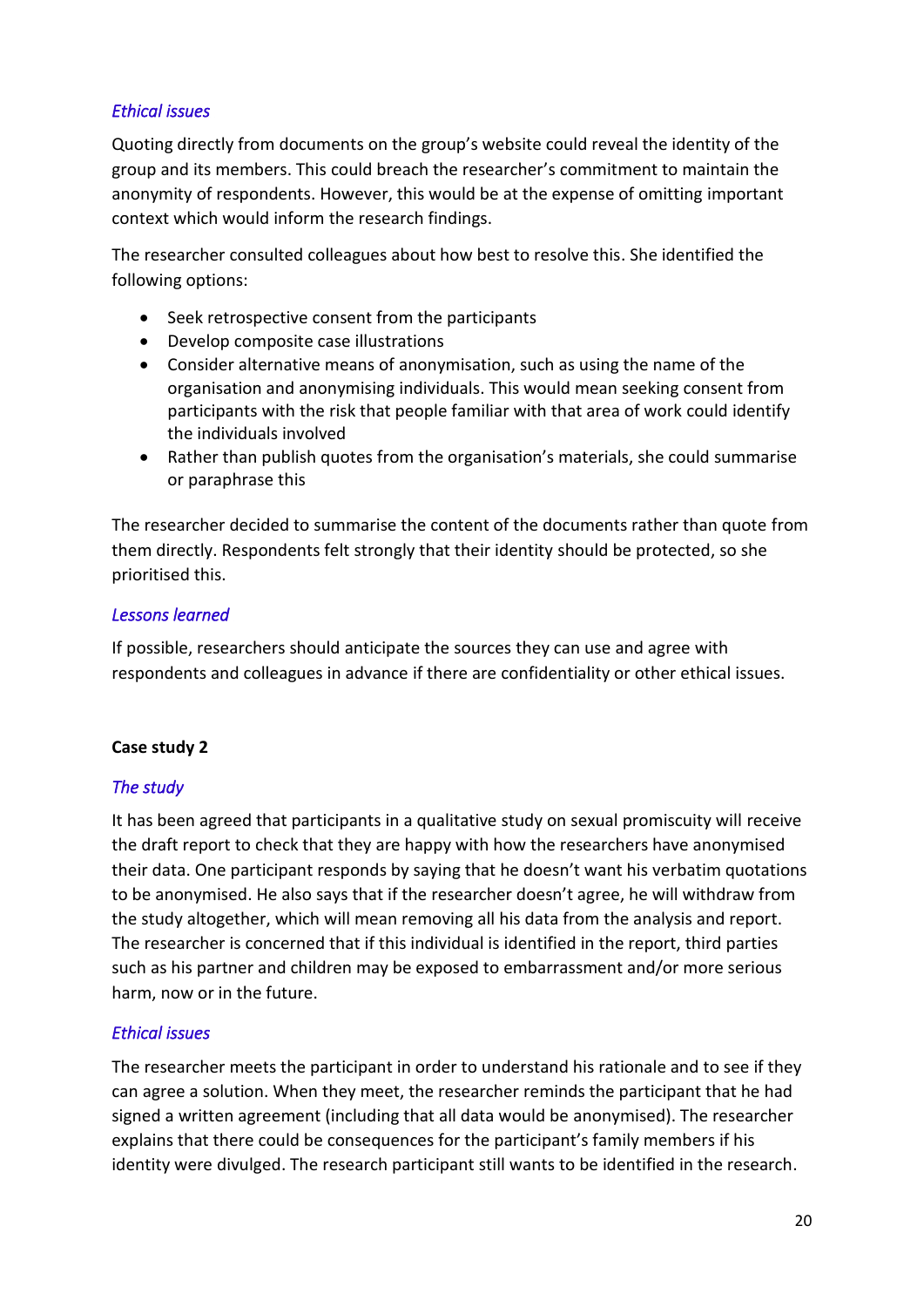### *Ethical issues*

Quoting directly from documents on the group's website could reveal the identity of the group and its members. This could breach the researcher's commitment to maintain the anonymity of respondents. However, this would be at the expense of omitting important context which would inform the research findings.

The researcher consulted colleagues about how best to resolve this. She identified the following options:

- Seek retrospective consent from the participants
- Develop composite case illustrations
- Consider alternative means of anonymisation, such as using the name of the organisation and anonymising individuals. This would mean seeking consent from participants with the risk that people familiar with that area of work could identify the individuals involved
- Rather than publish quotes from the organisation's materials, she could summarise or paraphrase this

The researcher decided to summarise the content of the documents rather than quote from them directly. Respondents felt strongly that their identity should be protected, so she prioritised this.

### *Lessons learned*

If possible, researchers should anticipate the sources they can use and agree with respondents and colleagues in advance if there are confidentiality or other ethical issues.

## Case study 2

### *The study*

It has been agreed that participants in a qualitative study on sexual promiscuity will receive the draft report to check that they are happy with how the researchers have anonymised their data. One participant responds by saying that he doesn't want his verbatim quotations to be anonymised. He also says that if the researcher doesn't agree, he will withdraw from the study altogether, which will mean removing all his data from the analysis and report. The researcher is concerned that if this individual is identified in the report, third parties such as his partner and children may be exposed to embarrassment and/or more serious harm, now or in the future.

### *Ethical issues*

The researcher meets the participant in order to understand his rationale and to see if they can agree a solution. When they meet, the researcher reminds the participant that he had signed a written agreement (including that all data would be anonymised). The researcher explains that there could be consequences for the participant's family members if his identity were divulged. The research participant still wants to be identified in the research.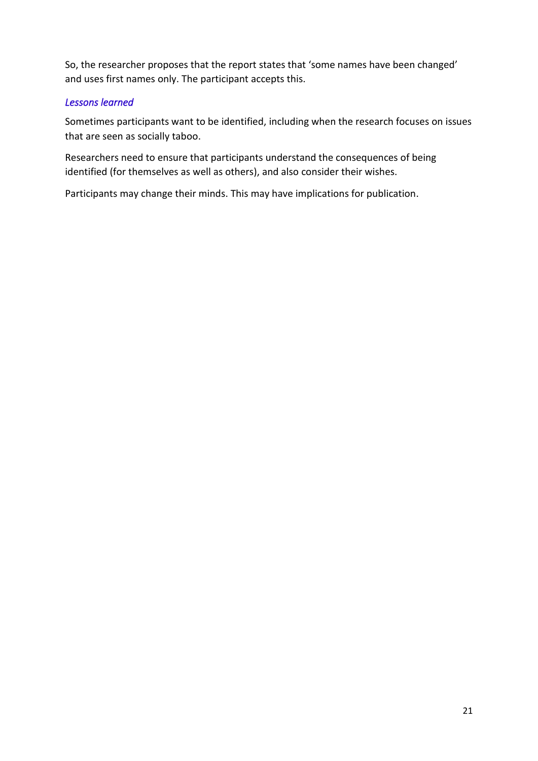So, the researcher proposes that the report states that 'some names have been changed' and uses first names only. The participant accepts this.

*Lessons learned*

Sometimes participants want to be identified, including when the research focuses on issues that are seen as socially taboo.

Researchers need to ensure that participants understand the consequences of being identified (for themselves as well as others), and also consider their wishes.

Participants may change their minds. This may have implications for publication.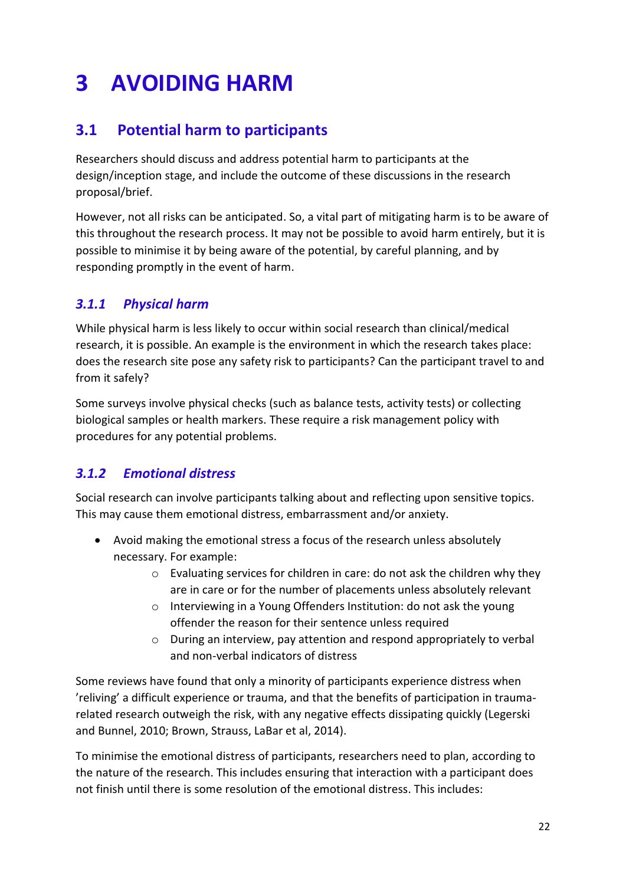# 3 AVOIDING HARM

## 3.1 Potential harm to participants

Researchers should discuss and address potential harm to participants at the design/inception stage, and include the outcome of these discussions in the research proposal/brief.

However, not all risks can be anticipated. So, a vital part of mitigating harm is to be aware of this throughout the research process. It may not be possible to avoid harm entirely, but it is possible to minimise it by being aware of the potential, by careful planning, and by responding promptly in the event of harm.

### *3.1.1 Physical harm*

While physical harm is less likely to occur within social research than clinical/medical research, it is possible. An example is the environment in which the research takes place: does the research site pose any safety risk to participants? Can the participant travel to and from it safely?

Some surveys involve physical checks (such as balance tests, activity tests) or collecting biological samples or health markers. These require a risk management policy with procedures for any potential problems.

### *3.1.2 Emotional distress*

Social research can involve participants talking about and reflecting upon sensitive topics. This may cause them emotional distress, embarrassment and/or anxiety.

- Avoid making the emotional stress a focus of the research unless absolutely necessary. For example:
    - Evaluating services for children in care: do not ask the children why they are in care or for the number of placements unless absolutely relevant
    - Interviewing in a Young Offenders Institution: do not ask the young offender the reason for their sentence unless required
    - During an interview, pay attention and respond appropriately to verbal and non-verbal indicators of distress

Some reviews have found that only a minority of participants experience distress when 'reliving' a difficult experience or trauma, and that the benefits of participation in trauma-related research outweigh the risk, with any negative effects dissipating quickly (Legerski and Bunnel, 2010; Brown, Strauss, LaBar et al, 2014).

To minimise the emotional distress of participants, researchers need to plan, according to the nature of the research. This includes ensuring that interaction with a participant does not finish until there is some resolution of the emotional distress. This includes: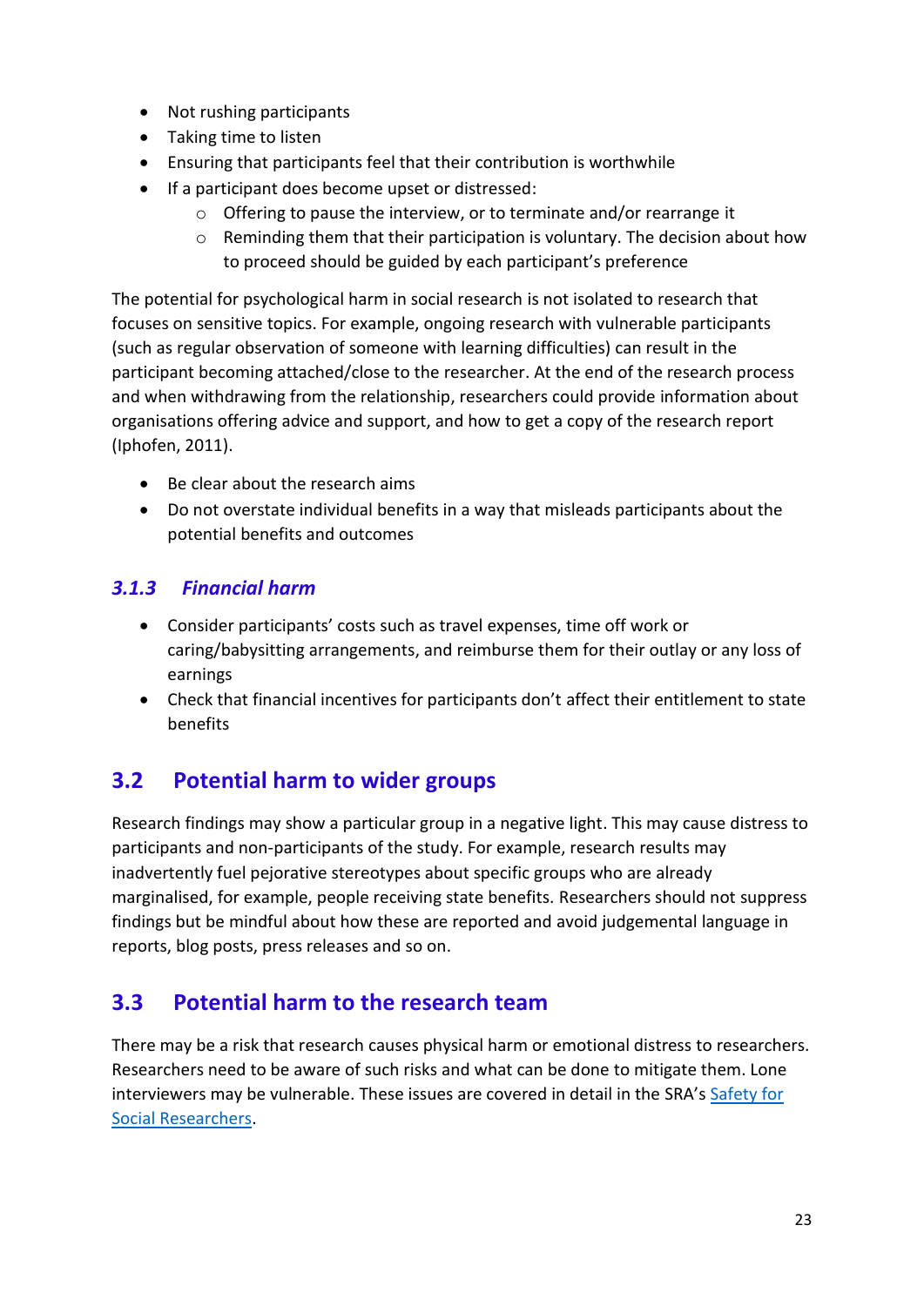- Not rushing participants
- Taking time to listen
- Ensuring that participants feel that their contribution is worthwhile
- If a participant does become upset or distressed:
    - Offering to pause the interview, or to terminate and/or rearrange it
    - Reminding them that their participation is voluntary. The decision about how to proceed should be guided by each participant's preference

The potential for psychological harm in social research is not isolated to research that focuses on sensitive topics. For example, ongoing research with vulnerable participants (such as regular observation of someone with learning difficulties) can result in the participant becoming attached/close to the researcher. At the end of the research process and when withdrawing from the relationship, researchers could provide information about organisations offering advice and support, and how to get a copy of the research report (Iphofen, 2011).

- Be clear about the research aims
- Do not overstate individual benefits in a way that misleads participants about the potential benefits and outcomes

### *3.1.3 Financial harm*

- Consider participants' costs such as travel expenses, time off work or caring/babysitting arrangements, and reimburse them for their outlay or any loss of earnings
- Check that financial incentives for participants don't affect their entitlement to state benefits

## 3.2 Potential harm to wider groups

Research findings may show a particular group in a negative light. This may cause distress to participants and non-participants of the study. For example, research results may inadvertently fuel pejorative stereotypes about specific groups who are already marginalised, for example, people receiving state benefits. Researchers should not suppress findings but be mindful about how these are reported and avoid judgemental language in reports, blog posts, press releases and so on.

## 3.3 Potential harm to the research team

There may be a risk that research causes physical harm or emotional distress to researchers. Researchers need to be aware of such risks and what can be done to mitigate them. Lone interviewers may be vulnerable. These issues are covered in detail in the SRA's Safety for Social Researchers.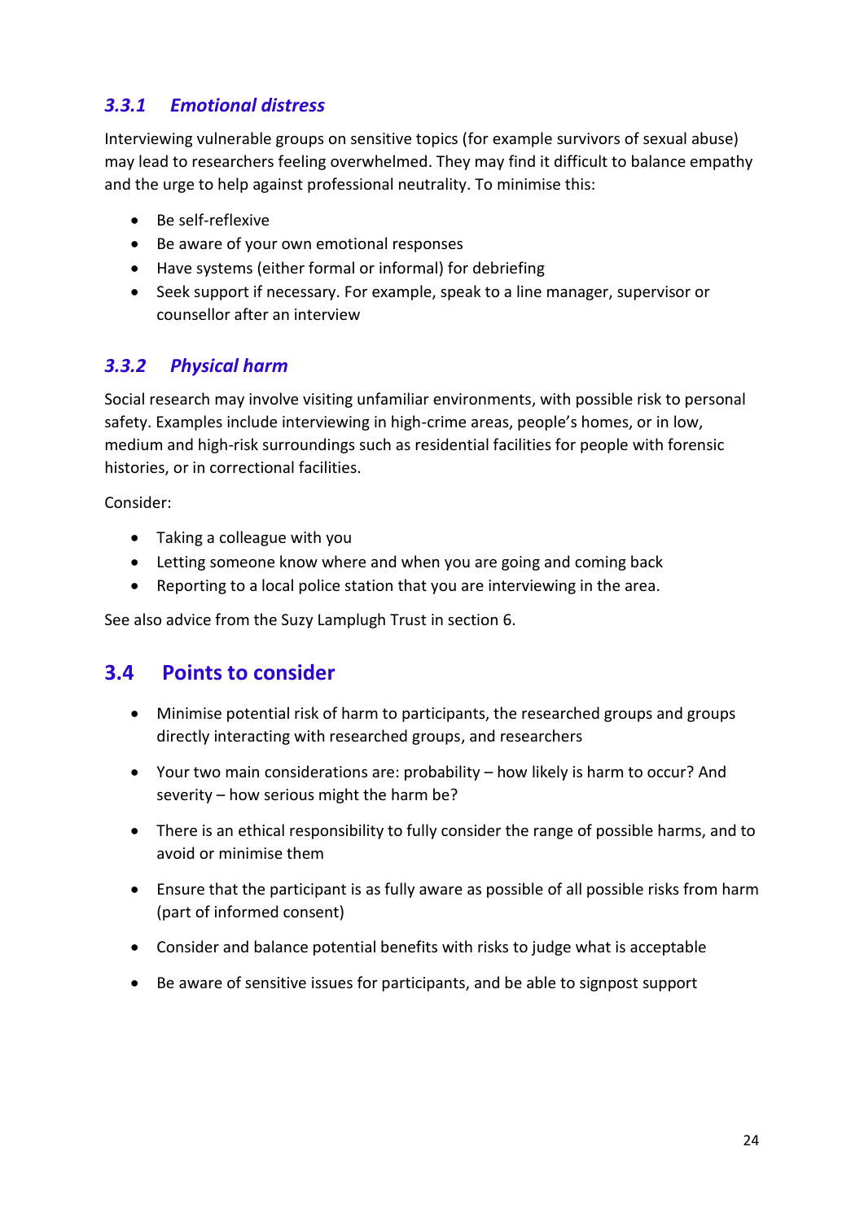### *3.3.1 Emotional distress*

Interviewing vulnerable groups on sensitive topics (for example survivors of sexual abuse) may lead to researchers feeling overwhelmed. They may find it difficult to balance empathy and the urge to help against professional neutrality. To minimise this:

- Be self-reflexive
- Be aware of your own emotional responses
- Have systems (either formal or informal) for debriefing
- Seek support if necessary. For example, speak to a line manager, supervisor or counsellor after an interview

### *3.3.2 Physical harm*

Social research may involve visiting unfamiliar environments, with possible risk to personal safety. Examples include interviewing in high-crime areas, people's homes, or in low, medium and high-risk surroundings such as residential facilities for people with forensic histories, or in correctional facilities.

Consider:

- Taking a colleague with you
- Letting someone know where and when you are going and coming back
- Reporting to a local police station that you are interviewing in the area.

See also advice from the Suzy Lamplugh Trust in section 6.

## 3.4 Points to consider

- Minimise potential risk of harm to participants, the researched groups and groups directly interacting with researched groups, and researchers
- Your two main considerations are: probability – how likely is harm to occur? And severity – how serious might the harm be?
- There is an ethical responsibility to fully consider the range of possible harms, and to avoid or minimise them
- Ensure that the participant is as fully aware as possible of all possible risks from harm (part of informed consent)
- Consider and balance potential benefits with risks to judge what is acceptable
- Be aware of sensitive issues for participants, and be able to signpost support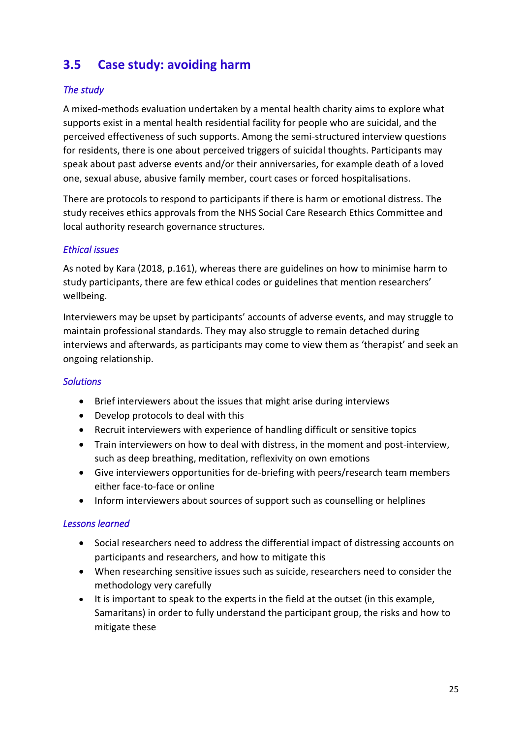## 3.5 Case study: avoiding harm

### *The study*

A mixed-methods evaluation undertaken by a mental health charity aims to explore what supports exist in a mental health residential facility for people who are suicidal, and the perceived effectiveness of such supports. Among the semi-structured interview questions for residents, there is one about perceived triggers of suicidal thoughts. Participants may speak about past adverse events and/or their anniversaries, for example death of a loved one, sexual abuse, abusive family member, court cases or forced hospitalisations.

There are protocols to respond to participants if there is harm or emotional distress. The study receives ethics approvals from the NHS Social Care Research Ethics Committee and local authority research governance structures.

### *Ethical issues*

As noted by Kara (2018, p.161), whereas there are guidelines on how to minimise harm to study participants, there are few ethical codes or guidelines that mention researchers' wellbeing.

Interviewers may be upset by participants' accounts of adverse events, and may struggle to maintain professional standards. They may also struggle to remain detached during interviews and afterwards, as participants may come to view them as 'therapist' and seek an ongoing relationship.

### *Solutions*

- Brief interviewers about the issues that might arise during interviews
- Develop protocols to deal with this
- Recruit interviewers with experience of handling difficult or sensitive topics
- Train interviewers on how to deal with distress, in the moment and post-interview, such as deep breathing, meditation, reflexivity on own emotions
- Give interviewers opportunities for de-briefing with peers/research team members either face-to-face or online
- Inform interviewers about sources of support such as counselling or helplines

### *Lessons learned*

- Social researchers need to address the differential impact of distressing accounts on participants and researchers, and how to mitigate this
- When researching sensitive issues such as suicide, researchers need to consider the methodology very carefully
- It is important to speak to the experts in the field at the outset (in this example, Samaritans) in order to fully understand the participant group, the risks and how to mitigate these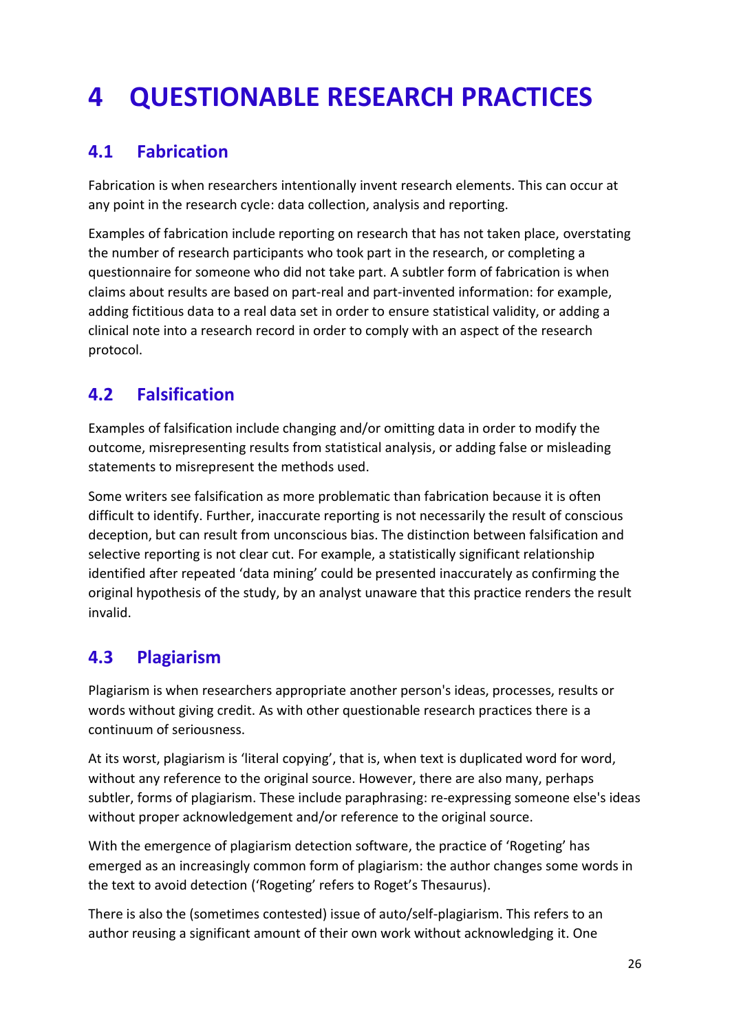# 4 QUESTIONABLE RESEARCH PRACTICES

## 4.1 Fabrication

Fabrication is when researchers intentionally invent research elements. This can occur at any point in the research cycle: data collection, analysis and reporting.

Examples of fabrication include reporting on research that has not taken place, overstating the number of research participants who took part in the research, or completing a questionnaire for someone who did not take part. A subtler form of fabrication is when claims about results are based on part-real and part-invented information: for example, adding fictitious data to a real data set in order to ensure statistical validity, or adding a clinical note into a research record in order to comply with an aspect of the research protocol.

## 4.2 Falsification

Examples of falsification include changing and/or omitting data in order to modify the outcome, misrepresenting results from statistical analysis, or adding false or misleading statements to misrepresent the methods used.

Some writers see falsification as more problematic than fabrication because it is often difficult to identify. Further, inaccurate reporting is not necessarily the result of conscious deception, but can result from unconscious bias. The distinction between falsification and selective reporting is not clear cut. For example, a statistically significant relationship identified after repeated 'data mining' could be presented inaccurately as confirming the original hypothesis of the study, by an analyst unaware that this practice renders the result invalid.

## 4.3 Plagiarism

Plagiarism is when researchers appropriate another person's ideas, processes, results or words without giving credit. As with other questionable research practices there is a continuum of seriousness.

At its worst, plagiarism is 'literal copying', that is, when text is duplicated word for word, without any reference to the original source. However, there are also many, perhaps subtler, forms of plagiarism. These include paraphrasing: re-expressing someone else's ideas without proper acknowledgement and/or reference to the original source.

With the emergence of plagiarism detection software, the practice of 'Rogeting' has emerged as an increasingly common form of plagiarism: the author changes some words in the text to avoid detection ('Rogeting' refers to Roget's Thesaurus).

There is also the (sometimes contested) issue of auto/self-plagiarism. This refers to an author reusing a significant amount of their own work without acknowledging it. One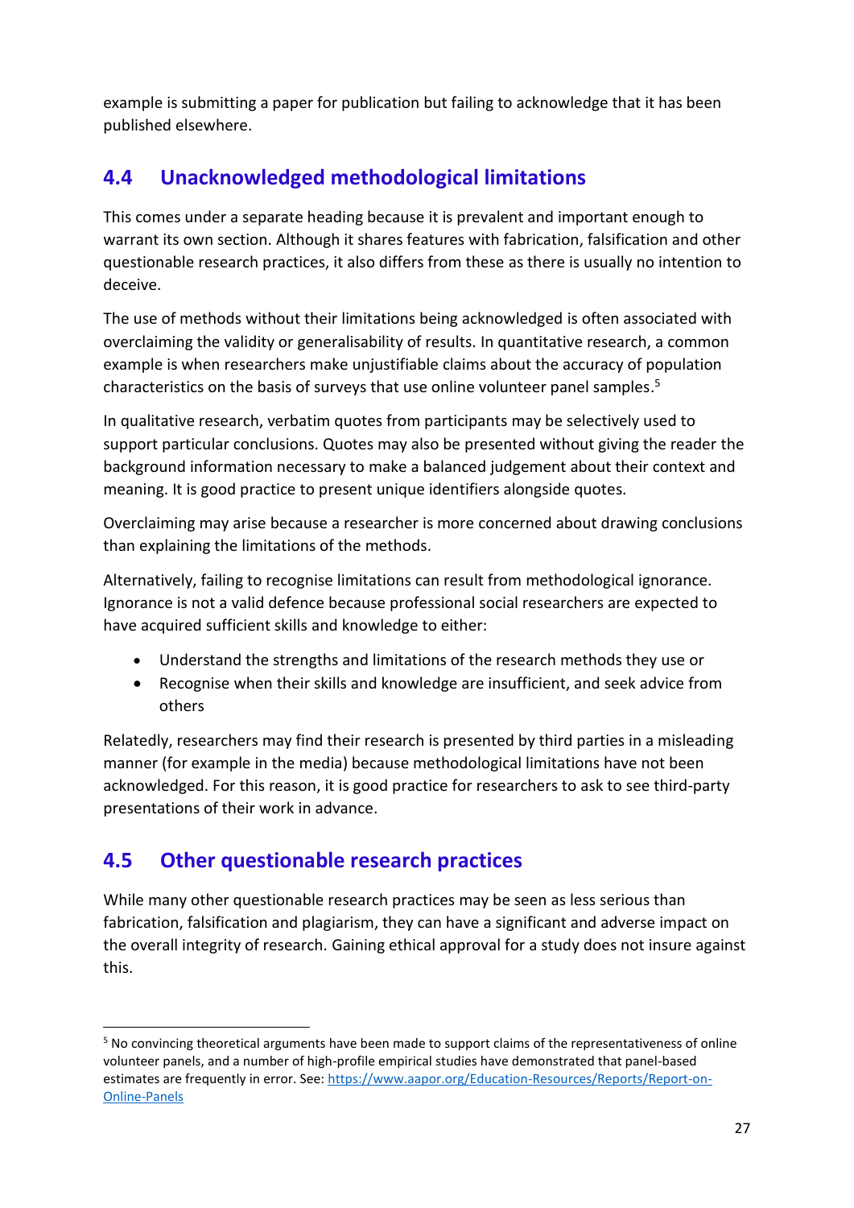example is submitting a paper for publication but failing to acknowledge that it has been published elsewhere.

## 4.4 Unacknowledged methodological limitations

This comes under a separate heading because it is prevalent and important enough to warrant its own section. Although it shares features with fabrication, falsification and other questionable research practices, it also differs from these as there is usually no intention to deceive.

The use of methods without their limitations being acknowledged is often associated with overclaiming the validity or generalisability of results. In quantitative research, a common example is when researchers make unjustifiable claims about the accuracy of population characteristics on the basis of surveys that use online volunteer panel samples.[5]

In qualitative research, verbatim quotes from participants may be selectively used to support particular conclusions. Quotes may also be presented without giving the reader the background information necessary to make a balanced judgement about their context and meaning. It is good practice to present unique identifiers alongside quotes.

Overclaiming may arise because a researcher is more concerned about drawing conclusions than explaining the limitations of the methods.

Alternatively, failing to recognise limitations can result from methodological ignorance. Ignorance is not a valid defence because professional social researchers are expected to have acquired sufficient skills and knowledge to either:

- Understand the strengths and limitations of the research methods they use or
- Recognise when their skills and knowledge are insufficient, and seek advice from others

Relatedly, researchers may find their research is presented by third parties in a misleading manner (for example in the media) because methodological limitations have not been acknowledged. For this reason, it is good practice for researchers to ask to see third-party presentations of their work in advance.

## 4.5 Other questionable research practices

While many other questionable research practices may be seen as less serious than fabrication, falsification and plagiarism, they can have a significant and adverse impact on the overall integrity of research. Gaining ethical approval for a study does not insure against this.

---

[5] No convincing theoretical arguments have been made to support claims of the representativeness of online volunteer panels, and a number of high-profile empirical studies have demonstrated that panel-based estimates are frequently in error. See: https://www.aapor.org/Education-Resources/Reports/Report-on-Online-Panels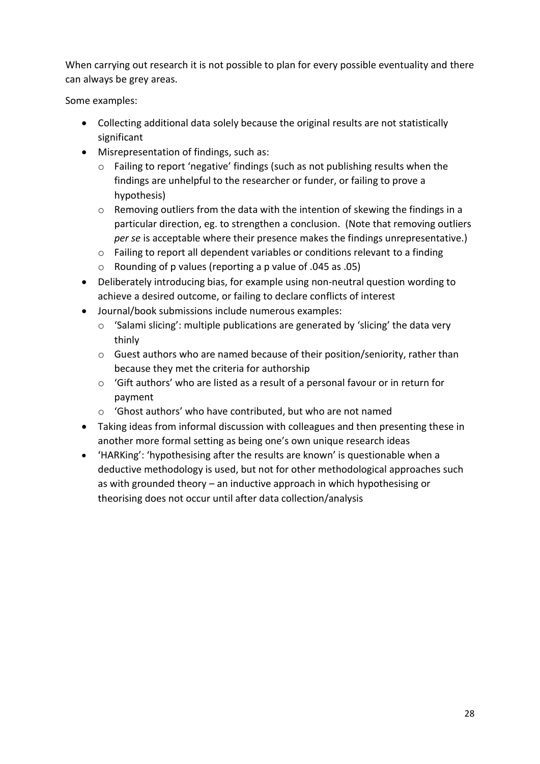When carrying out research it is not possible to plan for every possible eventuality and there can always be grey areas.

Some examples:

- Collecting additional data solely because the original results are not statistically significant
- Misrepresentation of findings, such as:
  - Failing to report 'negative' findings (such as not publishing results when the findings are unhelpful to the researcher or funder, or failing to prove a hypothesis)
  - Removing outliers from the data with the intention of skewing the findings in a particular direction, eg. to strengthen a conclusion. (Note that removing outliers *per se* is acceptable where their presence makes the findings unrepresentative.)
  - Failing to report all dependent variables or conditions relevant to a finding
  - Rounding of p values (reporting a p value of .045 as .05)
- Deliberately introducing bias, for example using non-neutral question wording to achieve a desired outcome, or failing to declare conflicts of interest
- Journal/book submissions include numerous examples:
  - 'Salami slicing': multiple publications are generated by 'slicing' the data very thinly
  - Guest authors who are named because of their position/seniority, rather than because they met the criteria for authorship
  - 'Gift authors' who are listed as a result of a personal favour or in return for payment
  - 'Ghost authors' who have contributed, but who are not named
- Taking ideas from informal discussion with colleagues and then presenting these in another more formal setting as being one's own unique research ideas
- 'HARKing': 'hypothesising after the results are known' is questionable when a deductive methodology is used, but not for other methodological approaches such as with grounded theory – an inductive approach in which hypothesising or theorising does not occur until after data collection/analysis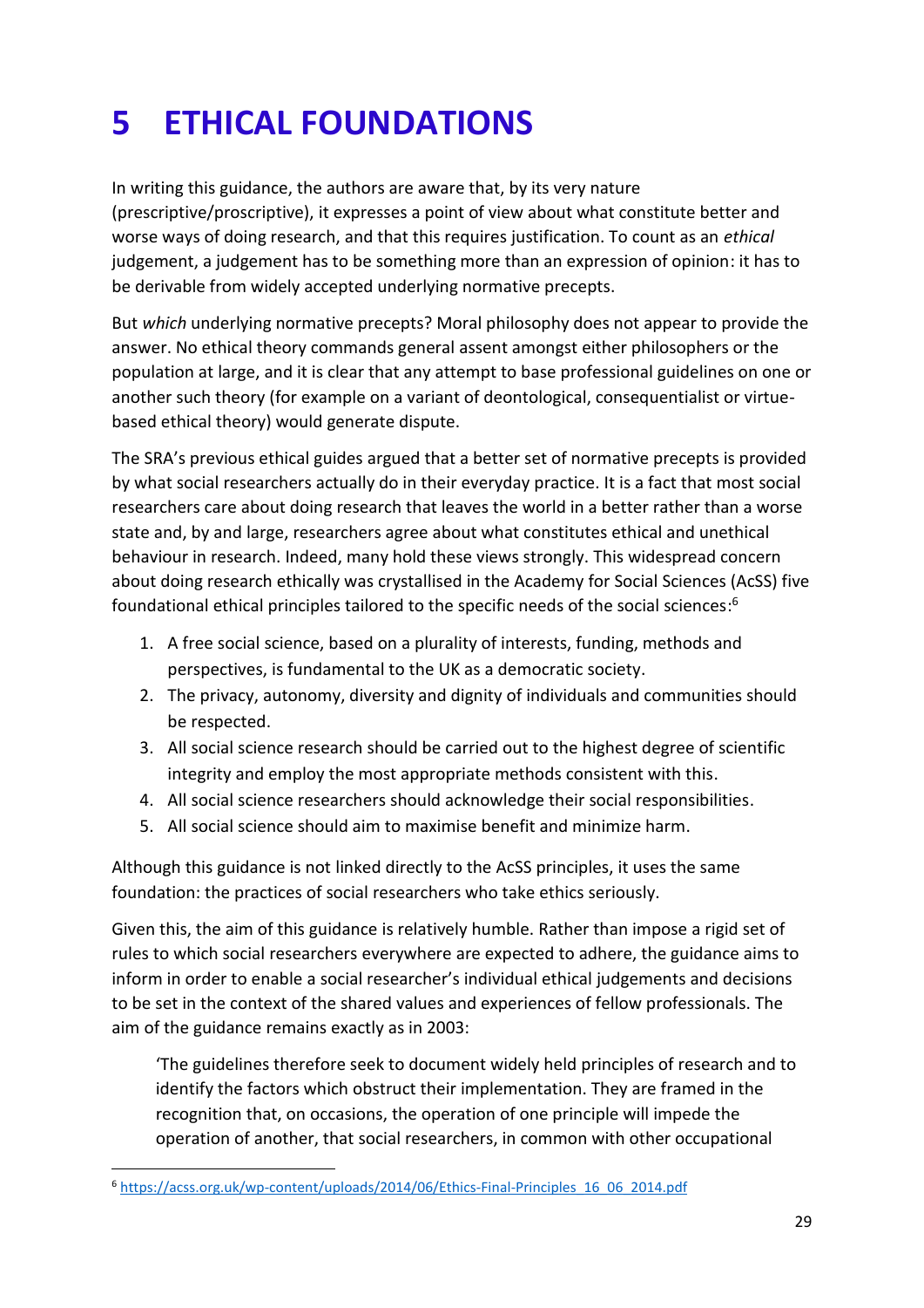# 5 ETHICAL FOUNDATIONS

In writing this guidance, the authors are aware that, by its very nature (prescriptive/proscriptive), it expresses a point of view about what constitute better and worse ways of doing research, and that this requires justification. To count as an *ethical* judgement, a judgement has to be something more than an expression of opinion: it has to be derivable from widely accepted underlying normative precepts.

But *which* underlying normative precepts? Moral philosophy does not appear to provide the answer. No ethical theory commands general assent amongst either philosophers or the population at large, and it is clear that any attempt to base professional guidelines on one or another such theory (for example on a variant of deontological, consequentialist or virtue-based ethical theory) would generate dispute.

The SRA's previous ethical guides argued that a better set of normative precepts is provided by what social researchers actually do in their everyday practice. It is a fact that most social researchers care about doing research that leaves the world in a better rather than a worse state and, by and large, researchers agree about what constitutes ethical and unethical behaviour in research. Indeed, many hold these views strongly. This widespread concern about doing research ethically was crystallised in the Academy for Social Sciences (AcSS) five foundational ethical principles tailored to the specific needs of the social sciences:[6]

1. A free social science, based on a plurality of interests, funding, methods and perspectives, is fundamental to the UK as a democratic society.
2. The privacy, autonomy, diversity and dignity of individuals and communities should be respected.
3. All social science research should be carried out to the highest degree of scientific integrity and employ the most appropriate methods consistent with this.
4. All social science researchers should acknowledge their social responsibilities.
5. All social science should aim to maximise benefit and minimize harm.

Although this guidance is not linked directly to the AcSS principles, it uses the same foundation: the practices of social researchers who take ethics seriously.

Given this, the aim of this guidance is relatively humble. Rather than impose a rigid set of rules to which social researchers everywhere are expected to adhere, the guidance aims to inform in order to enable a social researcher's individual ethical judgements and decisions to be set in the context of the shared values and experiences of fellow professionals. The aim of the guidance remains exactly as in 2003:

> 'The guidelines therefore seek to document widely held principles of research and to identify the factors which obstruct their implementation. They are framed in the recognition that, on occasions, the operation of one principle will impede the operation of another, that social researchers, in common with other occupational

[6] https://acss.org.uk/wp-content/uploads/2014/06/Ethics-Final-Principles_16_06_2014.pdf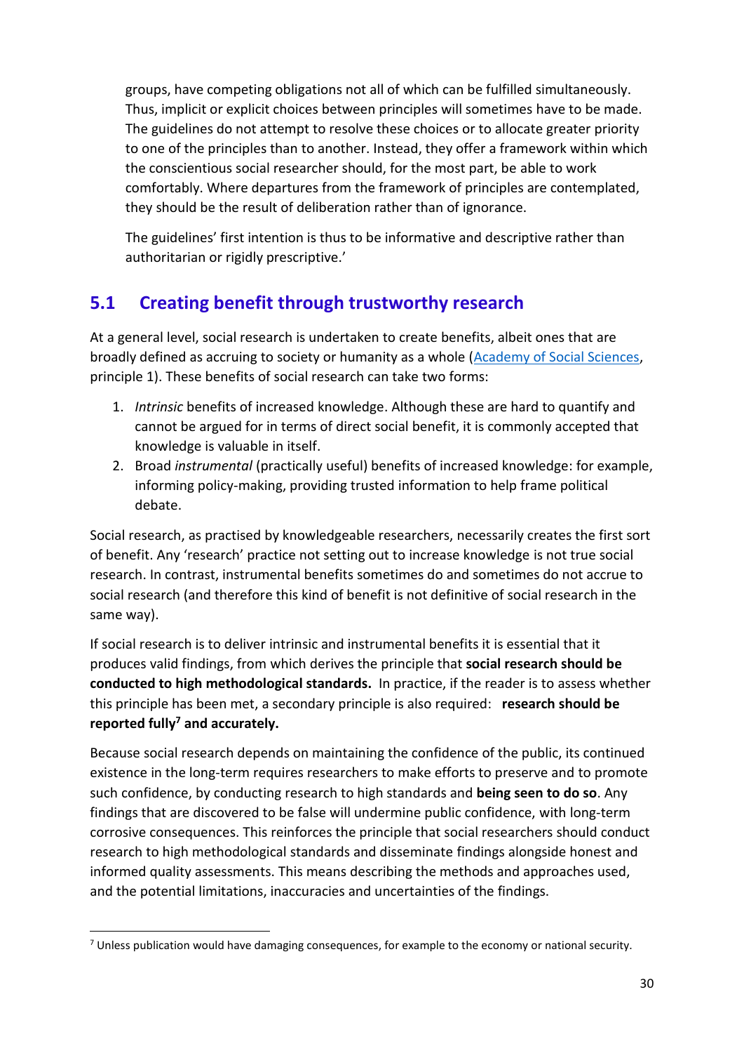groups, have competing obligations not all of which can be fulfilled simultaneously. Thus, implicit or explicit choices between principles will sometimes have to be made. The guidelines do not attempt to resolve these choices or to allocate greater priority to one of the principles than to another. Instead, they offer a framework within which the conscientious social researcher should, for the most part, be able to work comfortably. Where departures from the framework of principles are contemplated, they should be the result of deliberation rather than of ignorance.

The guidelines' first intention is thus to be informative and descriptive rather than authoritarian or rigidly prescriptive.'

## 5.1 Creating benefit through trustworthy research

At a general level, social research is undertaken to create benefits, albeit ones that are broadly defined as accruing to society or humanity as a whole (Academy of Social Sciences, principle 1). These benefits of social research can take two forms:

1. *Intrinsic* benefits of increased knowledge. Although these are hard to quantify and cannot be argued for in terms of direct social benefit, it is commonly accepted that knowledge is valuable in itself.
2. Broad *instrumental* (practically useful) benefits of increased knowledge: for example, informing policy-making, providing trusted information to help frame political debate.

Social research, as practised by knowledgeable researchers, necessarily creates the first sort of benefit. Any 'research' practice not setting out to increase knowledge is not true social research. In contrast, instrumental benefits sometimes do and sometimes do not accrue to social research (and therefore this kind of benefit is not definitive of social research in the same way).

If social research is to deliver intrinsic and instrumental benefits it is essential that it produces valid findings, from which derives the principle that **social research should be conducted to high methodological standards.** In practice, if the reader is to assess whether this principle has been met, a secondary principle is also required: **research should be reported fully[7] and accurately.**

Because social research depends on maintaining the confidence of the public, its continued existence in the long-term requires researchers to make efforts to preserve and to promote such confidence, by conducting research to high standards and **being seen to do so**. Any findings that are discovered to be false will undermine public confidence, with long-term corrosive consequences. This reinforces the principle that social researchers should conduct research to high methodological standards and disseminate findings alongside honest and informed quality assessments. This means describing the methods and approaches used, and the potential limitations, inaccuracies and uncertainties of the findings.

[7] Unless publication would have damaging consequences, for example to the economy or national security.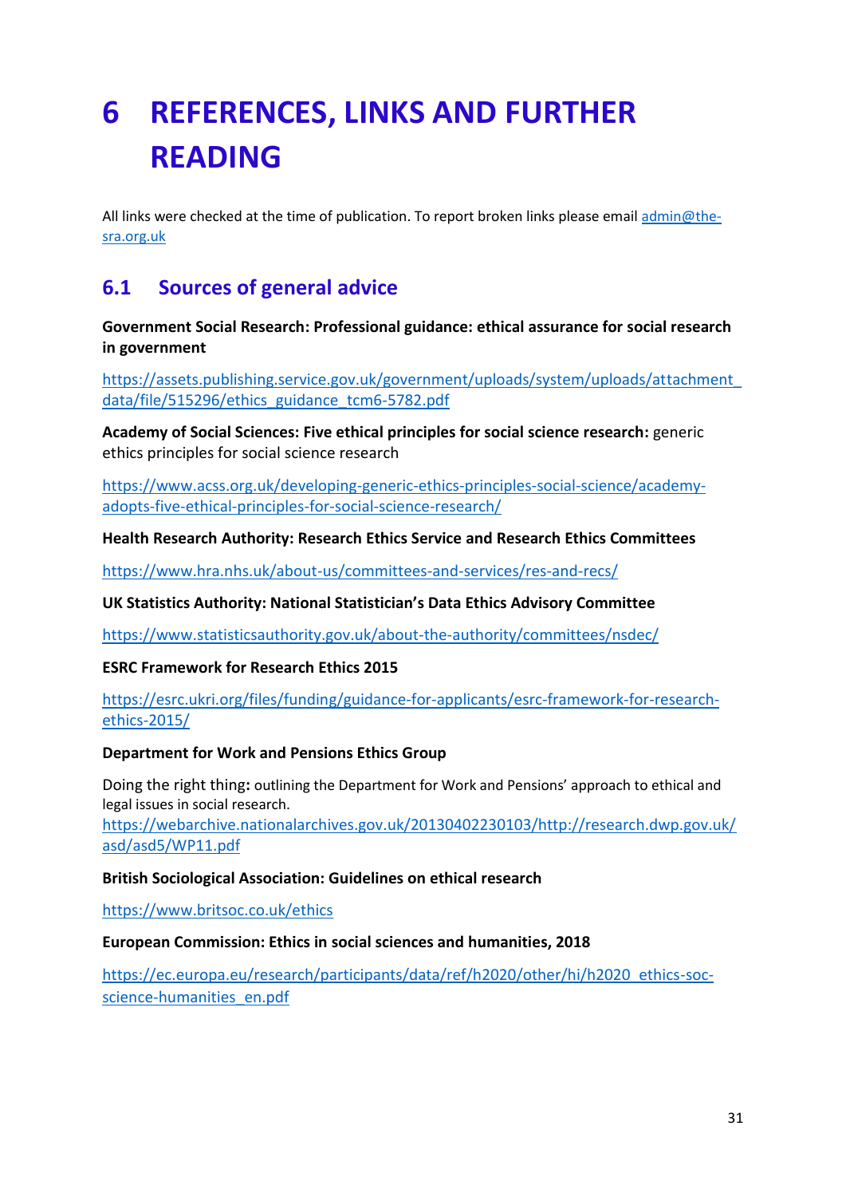# 6 REFERENCES, LINKS AND FURTHER READING

All links were checked at the time of publication. To report broken links please email admin@the-sra.org.uk

## 6.1 Sources of general advice

**Government Social Research: Professional guidance: ethical assurance for social research in government**

https://assets.publishing.service.gov.uk/government/uploads/system/uploads/attachment_data/file/515296/ethics_guidance_tcm6-5782.pdf

**Academy of Social Sciences: Five ethical principles for social science research:** generic ethics principles for social science research

https://www.acss.org.uk/developing-generic-ethics-principles-social-science/academy-adopts-five-ethical-principles-for-social-science-research/

**Health Research Authority: Research Ethics Service and Research Ethics Committees**

https://www.hra.nhs.uk/about-us/committees-and-services/res-and-recs/

**UK Statistics Authority: National Statistician's Data Ethics Advisory Committee**

https://www.statisticsauthority.gov.uk/about-the-authority/committees/nsdec/

**ESRC Framework for Research Ethics 2015**

https://esrc.ukri.org/files/funding/guidance-for-applicants/esrc-framework-for-research-ethics-2015/

**Department for Work and Pensions Ethics Group**

Doing the right thing**:** outlining the Department for Work and Pensions' approach to ethical and legal issues in social research.
https://webarchive.nationalarchives.gov.uk/20130402230103/http://research.dwp.gov.uk/asd/asd5/WP11.pdf

**British Sociological Association: Guidelines on ethical research**

https://www.britsoc.co.uk/ethics

**European Commission: Ethics in social sciences and humanities, 2018**

https://ec.europa.eu/research/participants/data/ref/h2020/other/hi/h2020_ethics-soc-science-humanities_en.pdf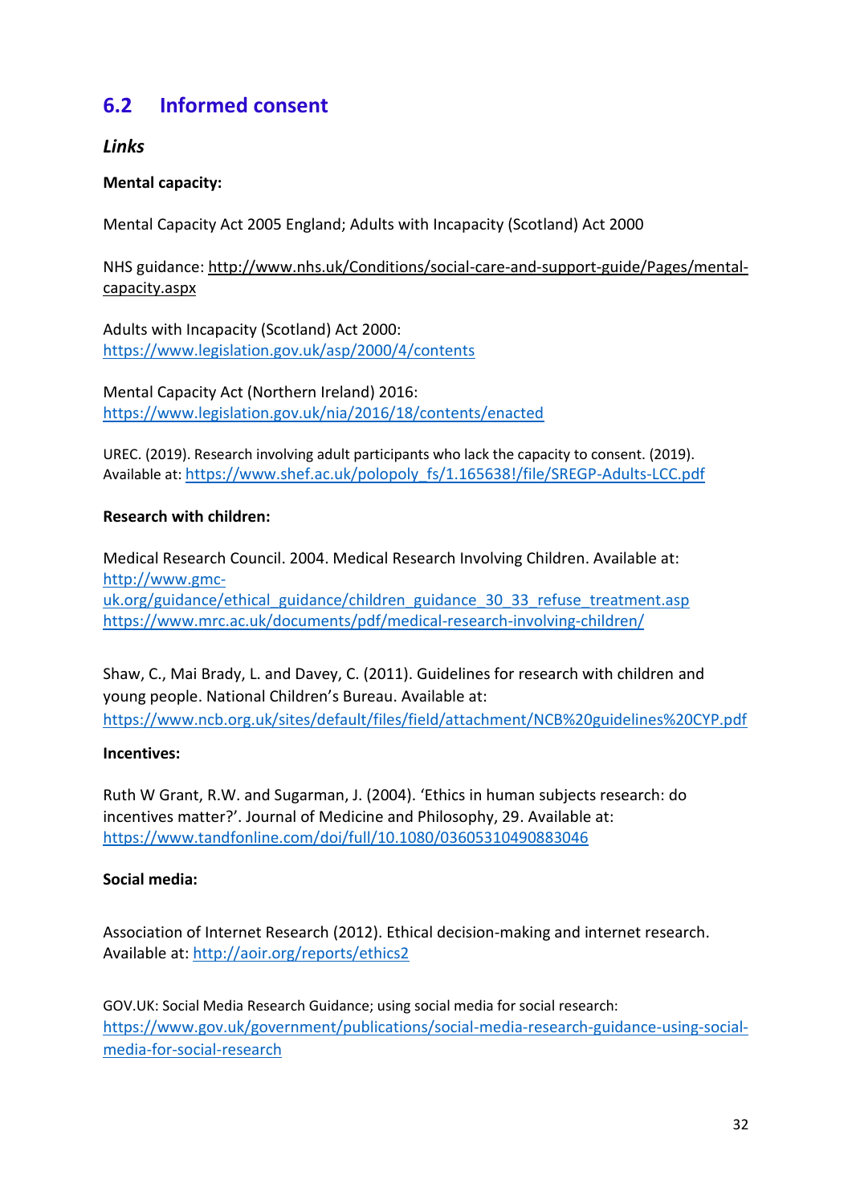## 6.2 Informed consent

### *Links*

**Mental capacity:**

Mental Capacity Act 2005 England; Adults with Incapacity (Scotland) Act 2000

NHS guidance: http://www.nhs.uk/Conditions/social-care-and-support-guide/Pages/mental-capacity.aspx

Adults with Incapacity (Scotland) Act 2000:
https://www.legislation.gov.uk/asp/2000/4/contents

Mental Capacity Act (Northern Ireland) 2016:
https://www.legislation.gov.uk/nia/2016/18/contents/enacted

UREC. (2019). Research involving adult participants who lack the capacity to consent. (2019). Available at: https://www.shef.ac.uk/polopoly_fs/1.165638!/file/SREGP-Adults-LCC.pdf

**Research with children:**

Medical Research Council. 2004. Medical Research Involving Children. Available at:
http://www.gmc-uk.org/guidance/ethical_guidance/children_guidance_30_33_refuse_treatment.asp
https://www.mrc.ac.uk/documents/pdf/medical-research-involving-children/

Shaw, C., Mai Brady, L. and Davey, C. (2011). Guidelines for research with children and young people. National Children's Bureau. Available at:
https://www.ncb.org.uk/sites/default/files/field/attachment/NCB%20guidelines%20CYP.pdf

**Incentives:**

Ruth W Grant, R.W. and Sugarman, J. (2004). 'Ethics in human subjects research: do incentives matter?'. Journal of Medicine and Philosophy, 29. Available at:
https://www.tandfonline.com/doi/full/10.1080/03605310490883046

**Social media:**

Association of Internet Research (2012). Ethical decision-making and internet research. Available at: http://aoir.org/reports/ethics2

GOV.UK: Social Media Research Guidance; using social media for social research:
https://www.gov.uk/government/publications/social-media-research-guidance-using-social-media-for-social-research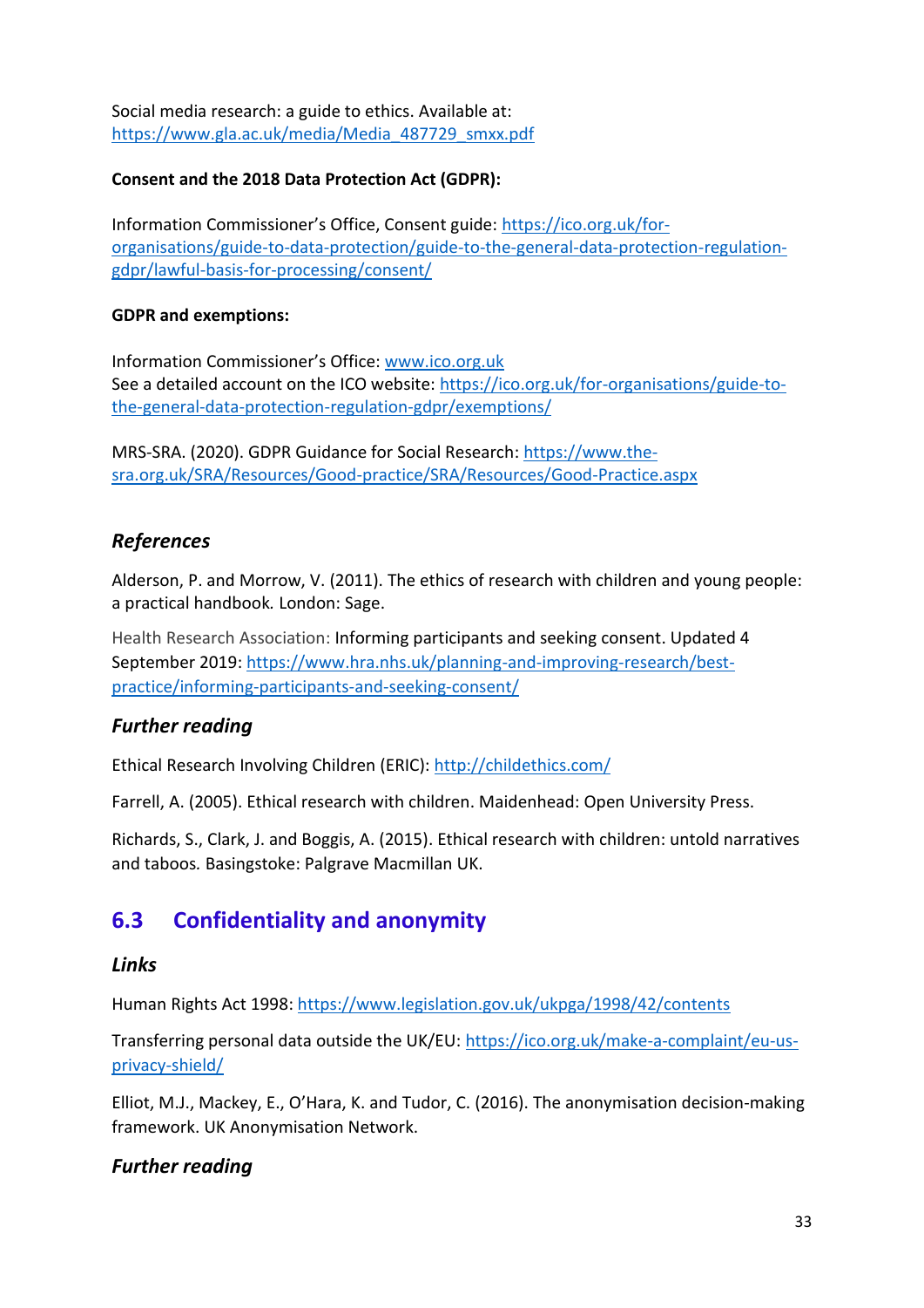Social media research: a guide to ethics. Available at: https://www.gla.ac.uk/media/Media_487729_smxx.pdf

**Consent and the 2018 Data Protection Act (GDPR):**

Information Commissioner's Office, Consent guide: https://ico.org.uk/for-organisations/guide-to-data-protection/guide-to-the-general-data-protection-regulation-gdpr/lawful-basis-for-processing/consent/

**GDPR and exemptions:**

Information Commissioner's Office: www.ico.org.uk
See a detailed account on the ICO website: https://ico.org.uk/for-organisations/guide-to-the-general-data-protection-regulation-gdpr/exemptions/

MRS-SRA. (2020). GDPR Guidance for Social Research: https://www.the-sra.org.uk/SRA/Resources/Good-practice/SRA/Resources/Good-Practice.aspx

### *References*

Alderson, P. and Morrow, V. (2011). The ethics of research with children and young people: a practical handbook. London: Sage.

Health Research Association: Informing participants and seeking consent. Updated 4 September 2019: https://www.hra.nhs.uk/planning-and-improving-research/best-practice/informing-participants-and-seeking-consent/

### *Further reading*

Ethical Research Involving Children (ERIC): http://childethics.com/

Farrell, A. (2005). Ethical research with children. Maidenhead: Open University Press.

Richards, S., Clark, J. and Boggis, A. (2015). Ethical research with children: untold narratives and taboos. Basingstoke: Palgrave Macmillan UK.

## 6.3 Confidentiality and anonymity

### *Links*

Human Rights Act 1998: https://www.legislation.gov.uk/ukpga/1998/42/contents

Transferring personal data outside the UK/EU: https://ico.org.uk/make-a-complaint/eu-us-privacy-shield/

Elliot, M.J., Mackey, E., O'Hara, K. and Tudor, C. (2016). The anonymisation decision-making framework. UK Anonymisation Network.

### *Further reading*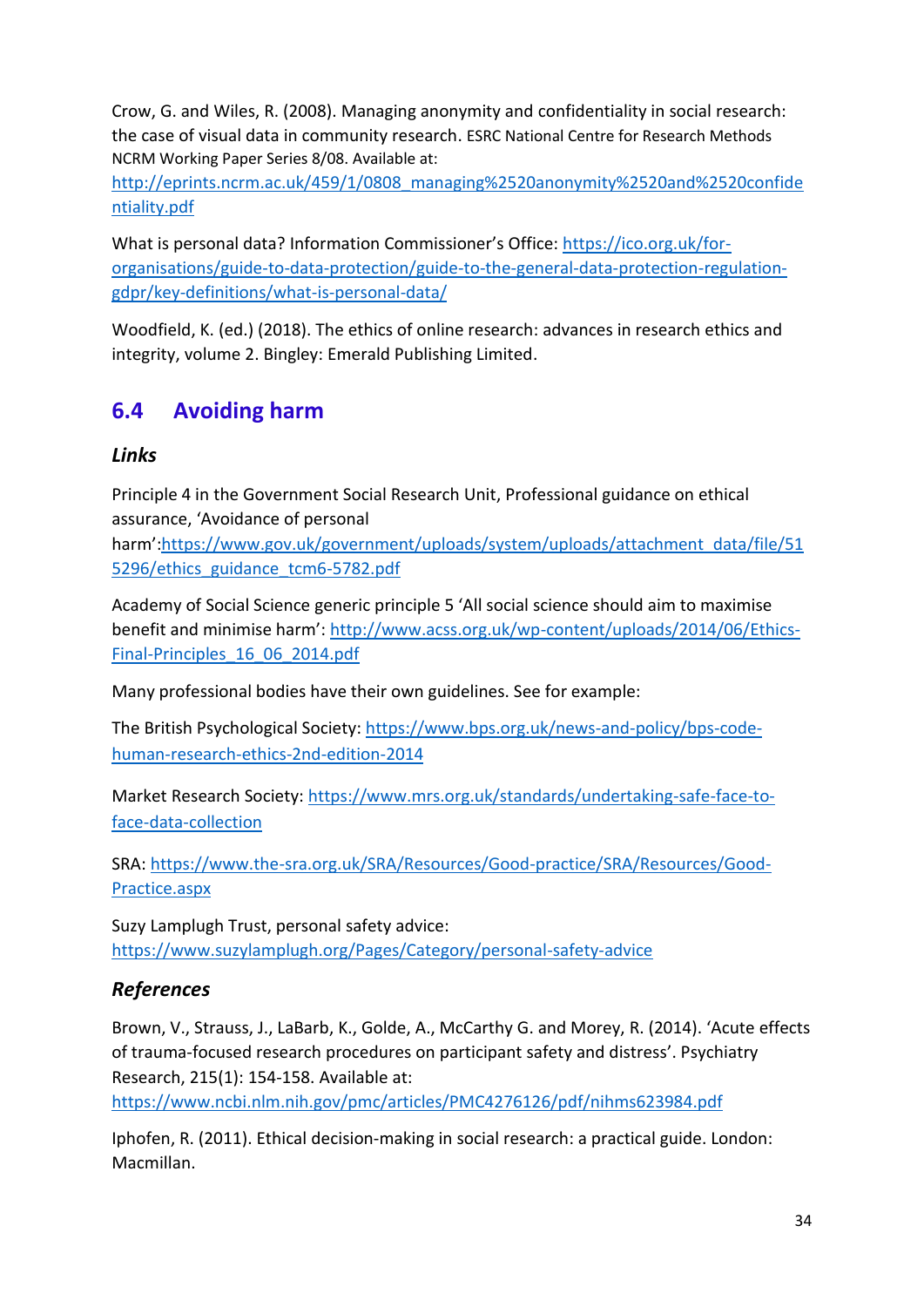Crow, G. and Wiles, R. (2008). Managing anonymity and confidentiality in social research: the case of visual data in community research. ESRC National Centre for Research Methods NCRM Working Paper Series 8/08. Available at: http://eprints.ncrm.ac.uk/459/1/0808_managing%2520anonymity%2520and%2520confidentiality.pdf

What is personal data? Information Commissioner's Office: https://ico.org.uk/for-organisations/guide-to-data-protection/guide-to-the-general-data-protection-regulation-gdpr/key-definitions/what-is-personal-data/

Woodfield, K. (ed.) (2018). The ethics of online research: advances in research ethics and integrity, volume 2. Bingley: Emerald Publishing Limited.

## 6.4 Avoiding harm

### *Links*

Principle 4 in the Government Social Research Unit, Professional guidance on ethical assurance, 'Avoidance of personal harm':https://www.gov.uk/government/uploads/system/uploads/attachment_data/file/515296/ethics_guidance_tcm6-5782.pdf

Academy of Social Science generic principle 5 'All social science should aim to maximise benefit and minimise harm': http://www.acss.org.uk/wp-content/uploads/2014/06/Ethics-Final-Principles_16_06_2014.pdf

Many professional bodies have their own guidelines. See for example:

The British Psychological Society: https://www.bps.org.uk/news-and-policy/bps-code-human-research-ethics-2nd-edition-2014

Market Research Society: https://www.mrs.org.uk/standards/undertaking-safe-face-to-face-data-collection

SRA: https://www.the-sra.org.uk/SRA/Resources/Good-practice/SRA/Resources/Good-Practice.aspx

Suzy Lamplugh Trust, personal safety advice: https://www.suzylamplugh.org/Pages/Category/personal-safety-advice

### *References*

Brown, V., Strauss, J., LaBarb, K., Golde, A., McCarthy G. and Morey, R. (2014). 'Acute effects of trauma-focused research procedures on participant safety and distress'. Psychiatry Research, 215(1): 154-158. Available at: https://www.ncbi.nlm.nih.gov/pmc/articles/PMC4276126/pdf/nihms623984.pdf

Iphofen, R. (2011). Ethical decision-making in social research: a practical guide. London: Macmillan.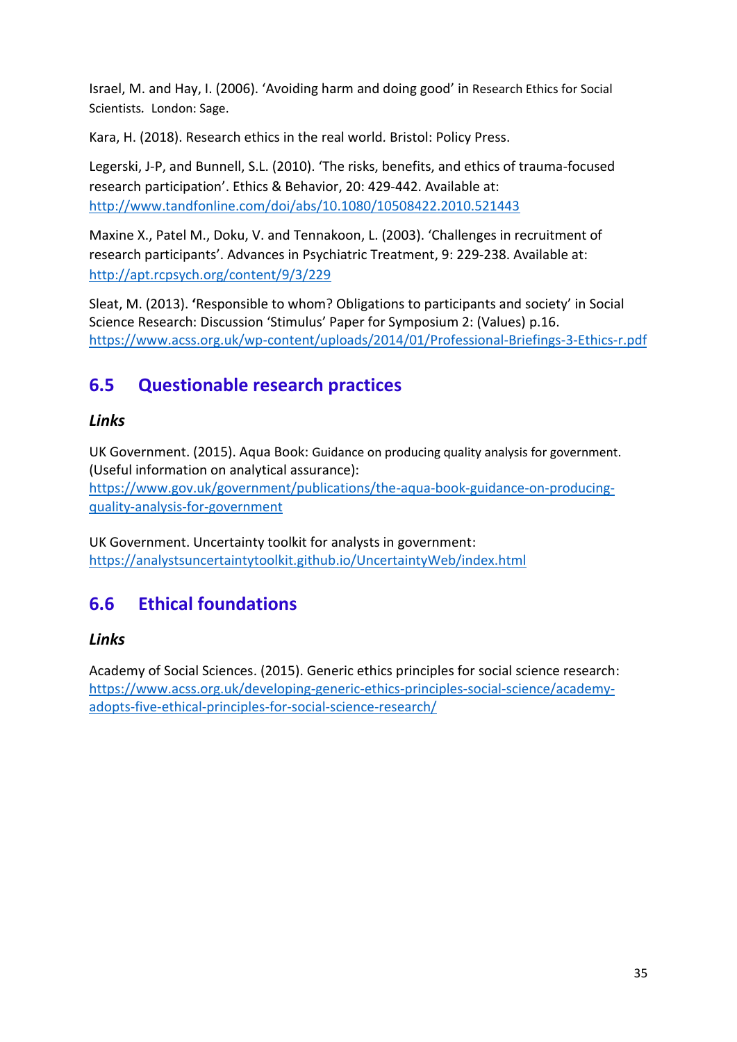Israel, M. and Hay, I. (2006). 'Avoiding harm and doing good' in Research Ethics for Social Scientists. London: Sage.

Kara, H. (2018). Research ethics in the real world. Bristol: Policy Press.

Legerski, J-P, and Bunnell, S.L. (2010). 'The risks, benefits, and ethics of trauma-focused research participation'. Ethics & Behavior, 20: 429-442. Available at: [http://www.tandfonline.com/doi/abs/10.1080/10508422.2010.521443](http://www.tandfonline.com/doi/abs/10.1080/10508422.2010.521443)

Maxine X., Patel M., Doku, V. and Tennakoon, L. (2003). 'Challenges in recruitment of research participants'. Advances in Psychiatric Treatment, 9: 229-238. Available at: [http://apt.rcpsych.org/content/9/3/229](http://apt.rcpsych.org/content/9/3/229)

Sleat, M. (2013). **'**Responsible to whom? Obligations to participants and society' in Social Science Research: Discussion 'Stimulus' Paper for Symposium 2: (Values) p.16. [https://www.acss.org.uk/wp-content/uploads/2014/01/Professional-Briefings-3-Ethics-r.pdf](https://www.acss.org.uk/wp-content/uploads/2014/01/Professional-Briefings-3-Ethics-r.pdf)

## 6.5 Questionable research practices

### *Links*

UK Government. (2015). Aqua Book: Guidance on producing quality analysis for government. (Useful information on analytical assurance): [https://www.gov.uk/government/publications/the-aqua-book-guidance-on-producing-quality-analysis-for-government](https://www.gov.uk/government/publications/the-aqua-book-guidance-on-producing-quality-analysis-for-government)

UK Government. Uncertainty toolkit for analysts in government: [https://analystsuncertaintytoolkit.github.io/UncertaintyWeb/index.html](https://analystsuncertaintytoolkit.github.io/UncertaintyWeb/index.html)

## 6.6 Ethical foundations

### *Links*

Academy of Social Sciences. (2015). Generic ethics principles for social science research: [https://www.acss.org.uk/developing-generic-ethics-principles-social-science/academy-adopts-five-ethical-principles-for-social-science-research/](https://www.acss.org.uk/developing-generic-ethics-principles-social-science/academy-adopts-five-ethical-principles-for-social-science-research/)